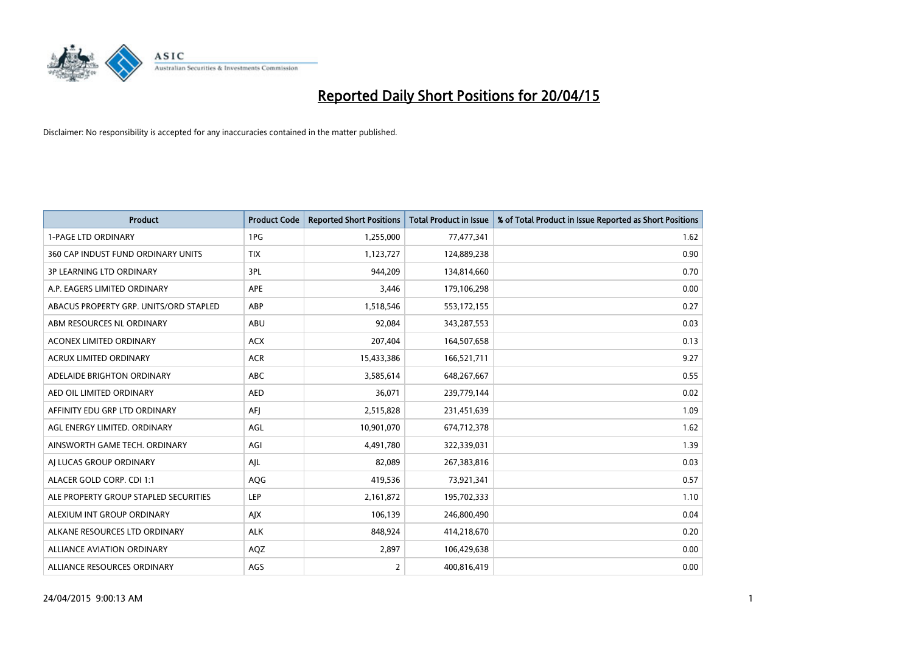# Reported Daily Short Positions for 20/04/15

Disclaimer: No responsibility is accepted for any inaccuracies contained in the matter published.

| Product | Product Code | Reported Short Positions | Total Product in Issue | % of Total Product in Issue Reported as Short Positions |
|---|---|---|---|---|
| 1-PAGE LTD ORDINARY | 1PG | 1,255,000 | 77,477,341 | 1.62 |
| 360 CAP INDUST FUND ORDINARY UNITS | TIX | 1,123,727 | 124,889,238 | 0.90 |
| 3P LEARNING LTD ORDINARY | 3PL | 944,209 | 134,814,660 | 0.70 |
| A.P. EAGERS LIMITED ORDINARY | APE | 3,446 | 179,106,298 | 0.00 |
| ABACUS PROPERTY GRP. UNITS/ORD STAPLED | ABP | 1,518,546 | 553,172,155 | 0.27 |
| ABM RESOURCES NL ORDINARY | ABU | 92,084 | 343,287,553 | 0.03 |
| ACONEX LIMITED ORDINARY | ACX | 207,404 | 164,507,658 | 0.13 |
| ACRUX LIMITED ORDINARY | ACR | 15,433,386 | 166,521,711 | 9.27 |
| ADELAIDE BRIGHTON ORDINARY | ABC | 3,585,614 | 648,267,667 | 0.55 |
| AED OIL LIMITED ORDINARY | AED | 36,071 | 239,779,144 | 0.02 |
| AFFINITY EDU GRP LTD ORDINARY | AFJ | 2,515,828 | 231,451,639 | 1.09 |
| AGL ENERGY LIMITED. ORDINARY | AGL | 10,901,070 | 674,712,378 | 1.62 |
| AINSWORTH GAME TECH. ORDINARY | AGI | 4,491,780 | 322,339,031 | 1.39 |
| AJ LUCAS GROUP ORDINARY | AJL | 82,089 | 267,383,816 | 0.03 |
| ALACER GOLD CORP. CDI 1:1 | AQG | 419,536 | 73,921,341 | 0.57 |
| ALE PROPERTY GROUP STAPLED SECURITIES | LEP | 2,161,872 | 195,702,333 | 1.10 |
| ALEXIUM INT GROUP ORDINARY | AJX | 106,139 | 246,800,490 | 0.04 |
| ALKANE RESOURCES LTD ORDINARY | ALK | 848,924 | 414,218,670 | 0.20 |
| ALLIANCE AVIATION ORDINARY | AQZ | 2,897 | 106,429,638 | 0.00 |
| ALLIANCE RESOURCES ORDINARY | AGS | 2 | 400,816,419 | 0.00 |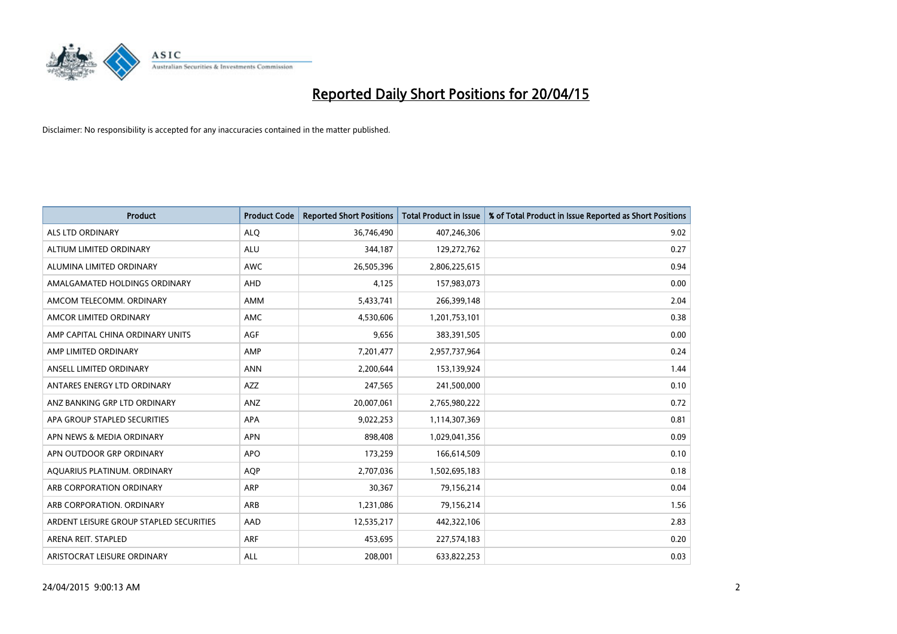# Reported Daily Short Positions for 20/04/15

Disclaimer: No responsibility is accepted for any inaccuracies contained in the matter published.

| Product | Product Code | Reported Short Positions | Total Product in Issue | % of Total Product in Issue Reported as Short Positions |
|---|---|---|---|---|
| ALS LTD ORDINARY | ALQ | 36,746,490 | 407,246,306 | 9.02 |
| ALTIUM LIMITED ORDINARY | ALU | 344,187 | 129,272,762 | 0.27 |
| ALUMINA LIMITED ORDINARY | AWC | 26,505,396 | 2,806,225,615 | 0.94 |
| AMALGAMATED HOLDINGS ORDINARY | AHD | 4,125 | 157,983,073 | 0.00 |
| AMCOM TELECOMM. ORDINARY | AMM | 5,433,741 | 266,399,148 | 2.04 |
| AMCOR LIMITED ORDINARY | AMC | 4,530,606 | 1,201,753,101 | 0.38 |
| AMP CAPITAL CHINA ORDINARY UNITS | AGF | 9,656 | 383,391,505 | 0.00 |
| AMP LIMITED ORDINARY | AMP | 7,201,477 | 2,957,737,964 | 0.24 |
| ANSELL LIMITED ORDINARY | ANN | 2,200,644 | 153,139,924 | 1.44 |
| ANTARES ENERGY LTD ORDINARY | AZZ | 247,565 | 241,500,000 | 0.10 |
| ANZ BANKING GRP LTD ORDINARY | ANZ | 20,007,061 | 2,765,980,222 | 0.72 |
| APA GROUP STAPLED SECURITIES | APA | 9,022,253 | 1,114,307,369 | 0.81 |
| APN NEWS & MEDIA ORDINARY | APN | 898,408 | 1,029,041,356 | 0.09 |
| APN OUTDOOR GRP ORDINARY | APO | 173,259 | 166,614,509 | 0.10 |
| AQUARIUS PLATINUM. ORDINARY | AQP | 2,707,036 | 1,502,695,183 | 0.18 |
| ARB CORPORATION ORDINARY | ARP | 30,367 | 79,156,214 | 0.04 |
| ARB CORPORATION. ORDINARY | ARB | 1,231,086 | 79,156,214 | 1.56 |
| ARDENT LEISURE GROUP STAPLED SECURITIES | AAD | 12,535,217 | 442,322,106 | 2.83 |
| ARENA REIT. STAPLED | ARF | 453,695 | 227,574,183 | 0.20 |
| ARISTOCRAT LEISURE ORDINARY | ALL | 208,001 | 633,822,253 | 0.03 |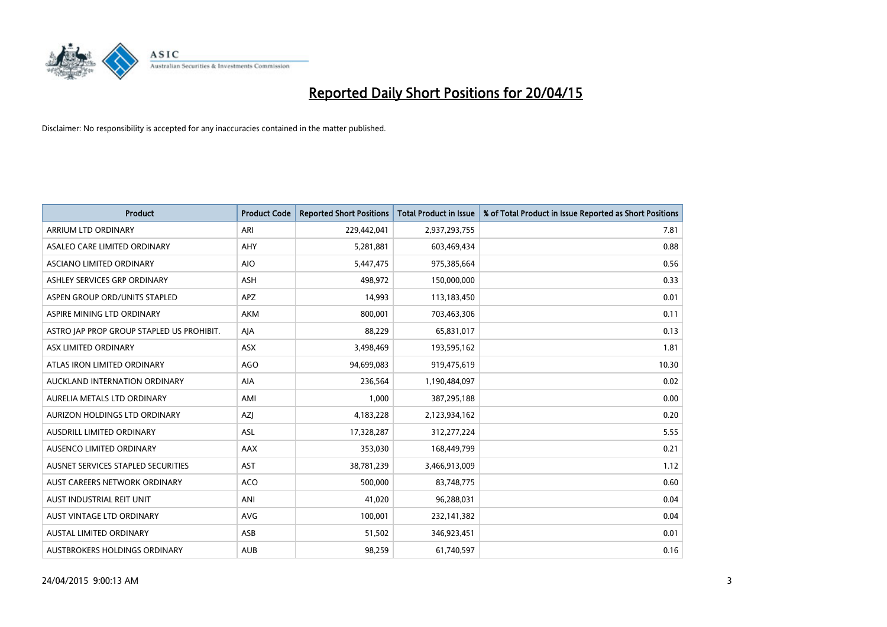# Reported Daily Short Positions for 20/04/15

Disclaimer: No responsibility is accepted for any inaccuracies contained in the matter published.

| Product | Product Code | Reported Short Positions | Total Product in Issue | % of Total Product in Issue Reported as Short Positions |
|---|---|---|---|---|
| ARRIUM LTD ORDINARY | ARI | 229,442,041 | 2,937,293,755 | 7.81 |
| ASALEO CARE LIMITED ORDINARY | AHY | 5,281,881 | 603,469,434 | 0.88 |
| ASCIANO LIMITED ORDINARY | AIO | 5,447,475 | 975,385,664 | 0.56 |
| ASHLEY SERVICES GRP ORDINARY | ASH | 498,972 | 150,000,000 | 0.33 |
| ASPEN GROUP ORD/UNITS STAPLED | APZ | 14,993 | 113,183,450 | 0.01 |
| ASPIRE MINING LTD ORDINARY | AKM | 800,001 | 703,463,306 | 0.11 |
| ASTRO JAP PROP GROUP STAPLED US PROHIBIT. | AJA | 88,229 | 65,831,017 | 0.13 |
| ASX LIMITED ORDINARY | ASX | 3,498,469 | 193,595,162 | 1.81 |
| ATLAS IRON LIMITED ORDINARY | AGO | 94,699,083 | 919,475,619 | 10.30 |
| AUCKLAND INTERNATION ORDINARY | AIA | 236,564 | 1,190,484,097 | 0.02 |
| AURELIA METALS LTD ORDINARY | AMI | 1,000 | 387,295,188 | 0.00 |
| AURIZON HOLDINGS LTD ORDINARY | AZJ | 4,183,228 | 2,123,934,162 | 0.20 |
| AUSDRILL LIMITED ORDINARY | ASL | 17,328,287 | 312,277,224 | 5.55 |
| AUSENCO LIMITED ORDINARY | AAX | 353,030 | 168,449,799 | 0.21 |
| AUSNET SERVICES STAPLED SECURITIES | AST | 38,781,239 | 3,466,913,009 | 1.12 |
| AUST CAREERS NETWORK ORDINARY | ACO | 500,000 | 83,748,775 | 0.60 |
| AUST INDUSTRIAL REIT UNIT | ANI | 41,020 | 96,288,031 | 0.04 |
| AUST VINTAGE LTD ORDINARY | AVG | 100,001 | 232,141,382 | 0.04 |
| AUSTAL LIMITED ORDINARY | ASB | 51,502 | 346,923,451 | 0.01 |
| AUSTBROKERS HOLDINGS ORDINARY | AUB | 98,259 | 61,740,597 | 0.16 |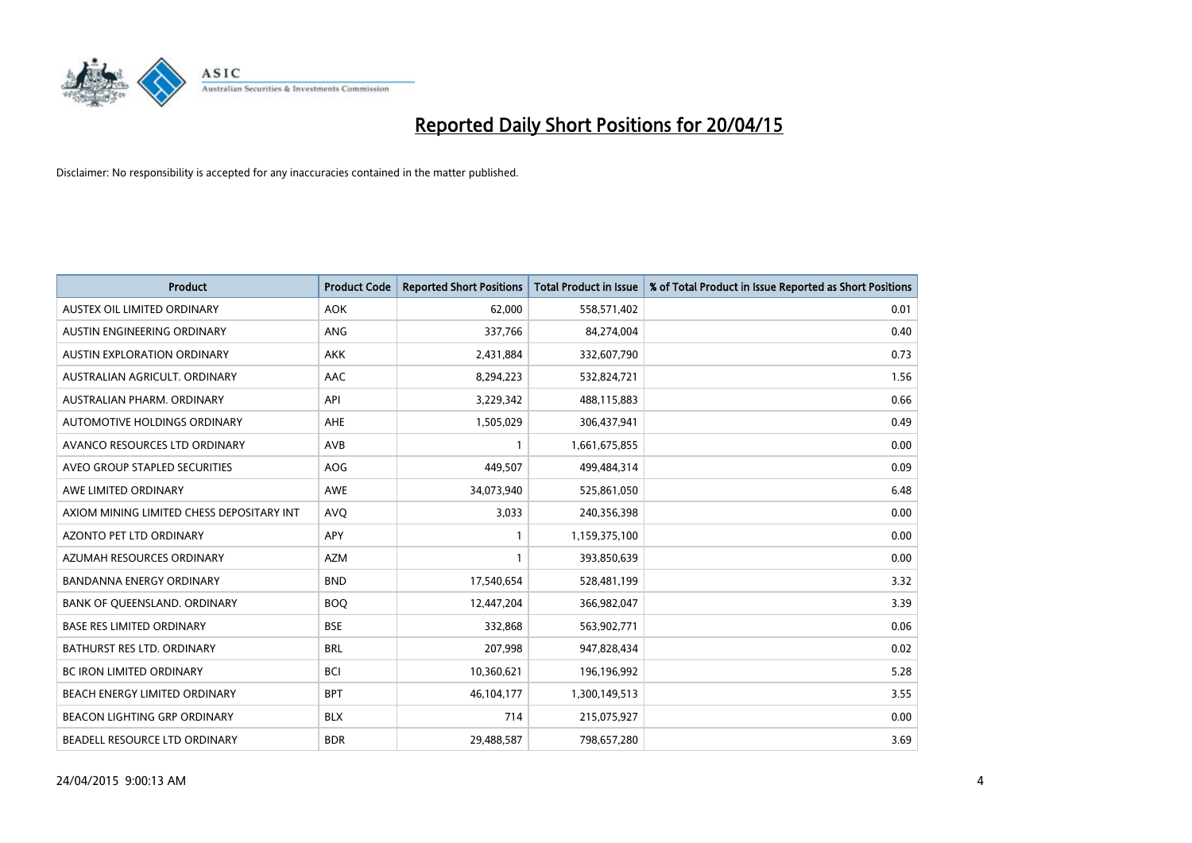# Reported Daily Short Positions for 20/04/15

Disclaimer: No responsibility is accepted for any inaccuracies contained in the matter published.

| Product | Product Code | Reported Short Positions | Total Product in Issue | % of Total Product in Issue Reported as Short Positions |
| --- | --- | --- | --- | --- |
| AUSTEX OIL LIMITED ORDINARY | AOK | 62,000 | 558,571,402 | 0.01 |
| AUSTIN ENGINEERING ORDINARY | ANG | 337,766 | 84,274,004 | 0.40 |
| AUSTIN EXPLORATION ORDINARY | AKK | 2,431,884 | 332,607,790 | 0.73 |
| AUSTRALIAN AGRICULT. ORDINARY | AAC | 8,294,223 | 532,824,721 | 1.56 |
| AUSTRALIAN PHARM. ORDINARY | API | 3,229,342 | 488,115,883 | 0.66 |
| AUTOMOTIVE HOLDINGS ORDINARY | AHE | 1,505,029 | 306,437,941 | 0.49 |
| AVANCO RESOURCES LTD ORDINARY | AVB | 1 | 1,661,675,855 | 0.00 |
| AVEO GROUP STAPLED SECURITIES | AOG | 449,507 | 499,484,314 | 0.09 |
| AWE LIMITED ORDINARY | AWE | 34,073,940 | 525,861,050 | 6.48 |
| AXIOM MINING LIMITED CHESS DEPOSITARY INT | AVQ | 3,033 | 240,356,398 | 0.00 |
| AZONTO PET LTD ORDINARY | APY | 1 | 1,159,375,100 | 0.00 |
| AZUMAH RESOURCES ORDINARY | AZM | 1 | 393,850,639 | 0.00 |
| BANDANNA ENERGY ORDINARY | BND | 17,540,654 | 528,481,199 | 3.32 |
| BANK OF QUEENSLAND. ORDINARY | BOQ | 12,447,204 | 366,982,047 | 3.39 |
| BASE RES LIMITED ORDINARY | BSE | 332,868 | 563,902,771 | 0.06 |
| BATHURST RES LTD. ORDINARY | BRL | 207,998 | 947,828,434 | 0.02 |
| BC IRON LIMITED ORDINARY | BCI | 10,360,621 | 196,196,992 | 5.28 |
| BEACH ENERGY LIMITED ORDINARY | BPT | 46,104,177 | 1,300,149,513 | 3.55 |
| BEACON LIGHTING GRP ORDINARY | BLX | 714 | 215,075,927 | 0.00 |
| BEADELL RESOURCE LTD ORDINARY | BDR | 29,488,587 | 798,657,280 | 3.69 |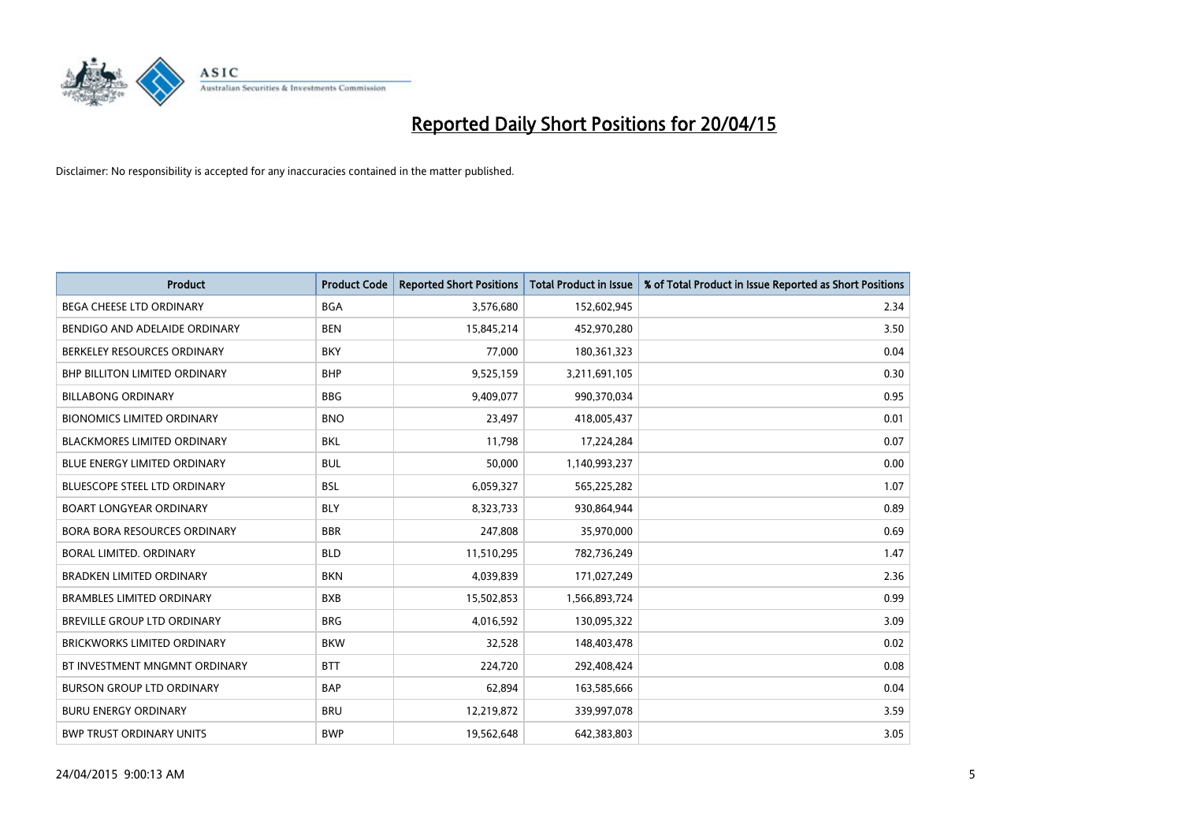# Reported Daily Short Positions for 20/04/15

Disclaimer: No responsibility is accepted for any inaccuracies contained in the matter published.

| Product | Product Code | Reported Short Positions | Total Product in Issue | % of Total Product in Issue Reported as Short Positions |
|---|---|---|---|---|
| BEGA CHEESE LTD ORDINARY | BGA | 3,576,680 | 152,602,945 | 2.34 |
| BENDIGO AND ADELAIDE ORDINARY | BEN | 15,845,214 | 452,970,280 | 3.50 |
| BERKELEY RESOURCES ORDINARY | BKY | 77,000 | 180,361,323 | 0.04 |
| BHP BILLITON LIMITED ORDINARY | BHP | 9,525,159 | 3,211,691,105 | 0.30 |
| BILLABONG ORDINARY | BBG | 9,409,077 | 990,370,034 | 0.95 |
| BIONOMICS LIMITED ORDINARY | BNO | 23,497 | 418,005,437 | 0.01 |
| BLACKMORES LIMITED ORDINARY | BKL | 11,798 | 17,224,284 | 0.07 |
| BLUE ENERGY LIMITED ORDINARY | BUL | 50,000 | 1,140,993,237 | 0.00 |
| BLUESCOPE STEEL LTD ORDINARY | BSL | 6,059,327 | 565,225,282 | 1.07 |
| BOART LONGYEAR ORDINARY | BLY | 8,323,733 | 930,864,944 | 0.89 |
| BORA BORA RESOURCES ORDINARY | BBR | 247,808 | 35,970,000 | 0.69 |
| BORAL LIMITED. ORDINARY | BLD | 11,510,295 | 782,736,249 | 1.47 |
| BRADKEN LIMITED ORDINARY | BKN | 4,039,839 | 171,027,249 | 2.36 |
| BRAMBLES LIMITED ORDINARY | BXB | 15,502,853 | 1,566,893,724 | 0.99 |
| BREVILLE GROUP LTD ORDINARY | BRG | 4,016,592 | 130,095,322 | 3.09 |
| BRICKWORKS LIMITED ORDINARY | BKW | 32,528 | 148,403,478 | 0.02 |
| BT INVESTMENT MNGMNT ORDINARY | BTT | 224,720 | 292,408,424 | 0.08 |
| BURSON GROUP LTD ORDINARY | BAP | 62,894 | 163,585,666 | 0.04 |
| BURU ENERGY ORDINARY | BRU | 12,219,872 | 339,997,078 | 3.59 |
| BWP TRUST ORDINARY UNITS | BWP | 19,562,648 | 642,383,803 | 3.05 |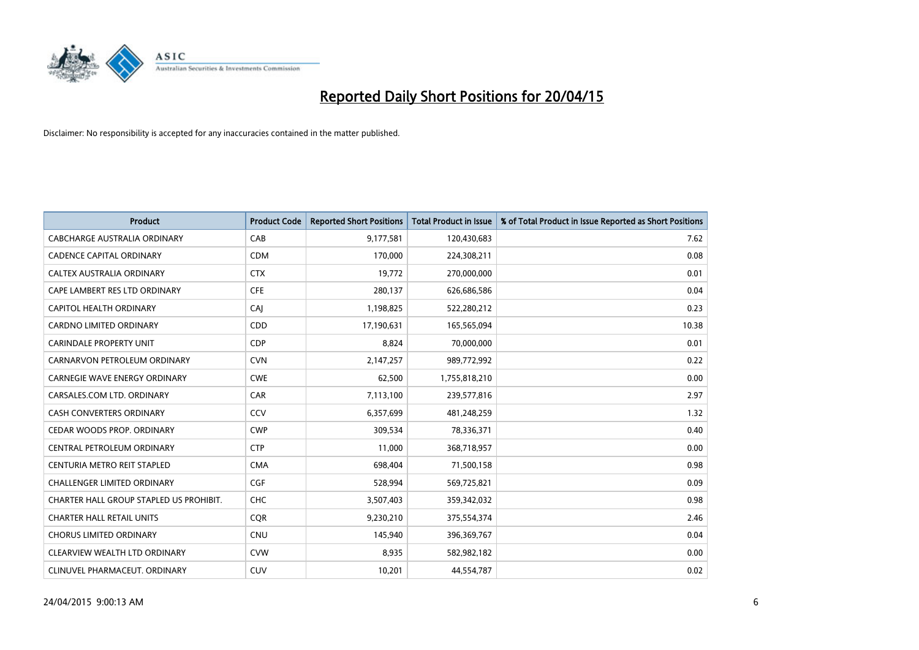# Reported Daily Short Positions for 20/04/15

Disclaimer: No responsibility is accepted for any inaccuracies contained in the matter published.

| Product | Product Code | Reported Short Positions | Total Product in Issue | % of Total Product in Issue Reported as Short Positions |
|---|---|---|---|---|
| CABCHARGE AUSTRALIA ORDINARY | CAB | 9,177,581 | 120,430,683 | 7.62 |
| CADENCE CAPITAL ORDINARY | CDM | 170,000 | 224,308,211 | 0.08 |
| CALTEX AUSTRALIA ORDINARY | CTX | 19,772 | 270,000,000 | 0.01 |
| CAPE LAMBERT RES LTD ORDINARY | CFE | 280,137 | 626,686,586 | 0.04 |
| CAPITOL HEALTH ORDINARY | CAJ | 1,198,825 | 522,280,212 | 0.23 |
| CARDNO LIMITED ORDINARY | CDD | 17,190,631 | 165,565,094 | 10.38 |
| CARINDALE PROPERTY UNIT | CDP | 8,824 | 70,000,000 | 0.01 |
| CARNARVON PETROLEUM ORDINARY | CVN | 2,147,257 | 989,772,992 | 0.22 |
| CARNEGIE WAVE ENERGY ORDINARY | CWE | 62,500 | 1,755,818,210 | 0.00 |
| CARSALES.COM LTD. ORDINARY | CAR | 7,113,100 | 239,577,816 | 2.97 |
| CASH CONVERTERS ORDINARY | CCV | 6,357,699 | 481,248,259 | 1.32 |
| CEDAR WOODS PROP. ORDINARY | CWP | 309,534 | 78,336,371 | 0.40 |
| CENTRAL PETROLEUM ORDINARY | CTP | 11,000 | 368,718,957 | 0.00 |
| CENTURIA METRO REIT STAPLED | CMA | 698,404 | 71,500,158 | 0.98 |
| CHALLENGER LIMITED ORDINARY | CGF | 528,994 | 569,725,821 | 0.09 |
| CHARTER HALL GROUP STAPLED US PROHIBIT. | CHC | 3,507,403 | 359,342,032 | 0.98 |
| CHARTER HALL RETAIL UNITS | CQR | 9,230,210 | 375,554,374 | 2.46 |
| CHORUS LIMITED ORDINARY | CNU | 145,940 | 396,369,767 | 0.04 |
| CLEARVIEW WEALTH LTD ORDINARY | CVW | 8,935 | 582,982,182 | 0.00 |
| CLINUVEL PHARMACEUT. ORDINARY | CUV | 10,201 | 44,554,787 | 0.02 |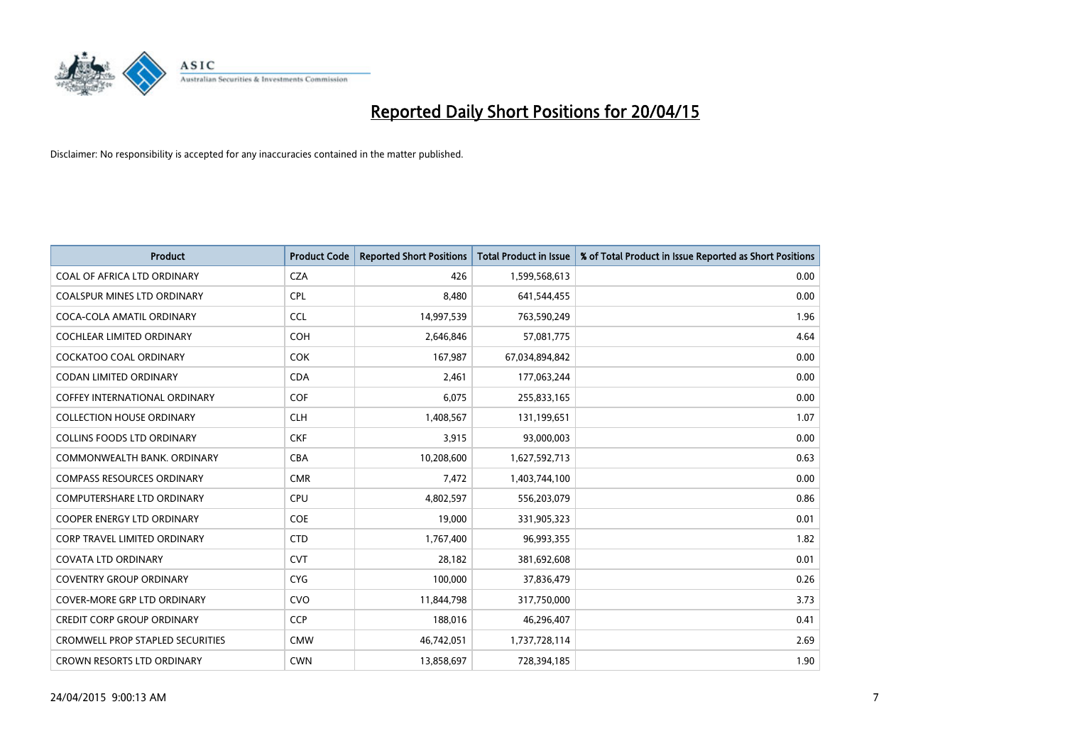# Reported Daily Short Positions for 20/04/15

Disclaimer: No responsibility is accepted for any inaccuracies contained in the matter published.

| Product | Product Code | Reported Short Positions | Total Product in Issue | % of Total Product in Issue Reported as Short Positions |
|---|---|---|---|---|
| COAL OF AFRICA LTD ORDINARY | CZA | 426 | 1,599,568,613 | 0.00 |
| COALSPUR MINES LTD ORDINARY | CPL | 8,480 | 641,544,455 | 0.00 |
| COCA-COLA AMATIL ORDINARY | CCL | 14,997,539 | 763,590,249 | 1.96 |
| COCHLEAR LIMITED ORDINARY | COH | 2,646,846 | 57,081,775 | 4.64 |
| COCKATOO COAL ORDINARY | COK | 167,987 | 67,034,894,842 | 0.00 |
| CODAN LIMITED ORDINARY | CDA | 2,461 | 177,063,244 | 0.00 |
| COFFEY INTERNATIONAL ORDINARY | COF | 6,075 | 255,833,165 | 0.00 |
| COLLECTION HOUSE ORDINARY | CLH | 1,408,567 | 131,199,651 | 1.07 |
| COLLINS FOODS LTD ORDINARY | CKF | 3,915 | 93,000,003 | 0.00 |
| COMMONWEALTH BANK. ORDINARY | CBA | 10,208,600 | 1,627,592,713 | 0.63 |
| COMPASS RESOURCES ORDINARY | CMR | 7,472 | 1,403,744,100 | 0.00 |
| COMPUTERSHARE LTD ORDINARY | CPU | 4,802,597 | 556,203,079 | 0.86 |
| COOPER ENERGY LTD ORDINARY | COE | 19,000 | 331,905,323 | 0.01 |
| CORP TRAVEL LIMITED ORDINARY | CTD | 1,767,400 | 96,993,355 | 1.82 |
| COVATA LTD ORDINARY | CVT | 28,182 | 381,692,608 | 0.01 |
| COVENTRY GROUP ORDINARY | CYG | 100,000 | 37,836,479 | 0.26 |
| COVER-MORE GRP LTD ORDINARY | CVO | 11,844,798 | 317,750,000 | 3.73 |
| CREDIT CORP GROUP ORDINARY | CCP | 188,016 | 46,296,407 | 0.41 |
| CROMWELL PROP STAPLED SECURITIES | CMW | 46,742,051 | 1,737,728,114 | 2.69 |
| CROWN RESORTS LTD ORDINARY | CWN | 13,858,697 | 728,394,185 | 1.90 |

24/04/2015 9:00:13 AM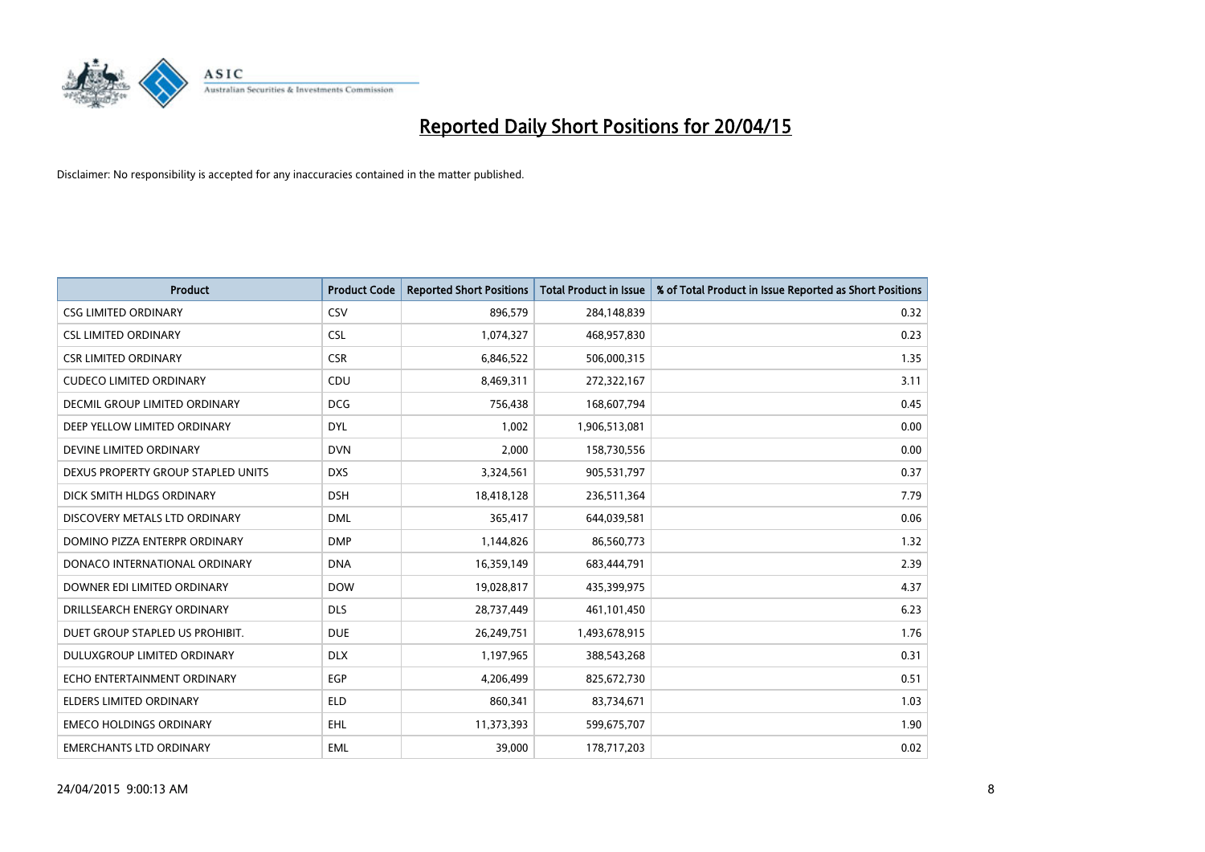# Reported Daily Short Positions for 20/04/15

Disclaimer: No responsibility is accepted for any inaccuracies contained in the matter published.

| Product | Product Code | Reported Short Positions | Total Product in Issue | % of Total Product in Issue Reported as Short Positions |
|---|---|---|---|---|
| CSG LIMITED ORDINARY | CSV | 896,579 | 284,148,839 | 0.32 |
| CSL LIMITED ORDINARY | CSL | 1,074,327 | 468,957,830 | 0.23 |
| CSR LIMITED ORDINARY | CSR | 6,846,522 | 506,000,315 | 1.35 |
| CUDECO LIMITED ORDINARY | CDU | 8,469,311 | 272,322,167 | 3.11 |
| DECMIL GROUP LIMITED ORDINARY | DCG | 756,438 | 168,607,794 | 0.45 |
| DEEP YELLOW LIMITED ORDINARY | DYL | 1,002 | 1,906,513,081 | 0.00 |
| DEVINE LIMITED ORDINARY | DVN | 2,000 | 158,730,556 | 0.00 |
| DEXUS PROPERTY GROUP STAPLED UNITS | DXS | 3,324,561 | 905,531,797 | 0.37 |
| DICK SMITH HLDGS ORDINARY | DSH | 18,418,128 | 236,511,364 | 7.79 |
| DISCOVERY METALS LTD ORDINARY | DML | 365,417 | 644,039,581 | 0.06 |
| DOMINO PIZZA ENTERPR ORDINARY | DMP | 1,144,826 | 86,560,773 | 1.32 |
| DONACO INTERNATIONAL ORDINARY | DNA | 16,359,149 | 683,444,791 | 2.39 |
| DOWNER EDI LIMITED ORDINARY | DOW | 19,028,817 | 435,399,975 | 4.37 |
| DRILLSEARCH ENERGY ORDINARY | DLS | 28,737,449 | 461,101,450 | 6.23 |
| DUET GROUP STAPLED US PROHIBIT. | DUE | 26,249,751 | 1,493,678,915 | 1.76 |
| DULUXGROUP LIMITED ORDINARY | DLX | 1,197,965 | 388,543,268 | 0.31 |
| ECHO ENTERTAINMENT ORDINARY | EGP | 4,206,499 | 825,672,730 | 0.51 |
| ELDERS LIMITED ORDINARY | ELD | 860,341 | 83,734,671 | 1.03 |
| EMECO HOLDINGS ORDINARY | EHL | 11,373,393 | 599,675,707 | 1.90 |
| EMERCHANTS LTD ORDINARY | EML | 39,000 | 178,717,203 | 0.02 |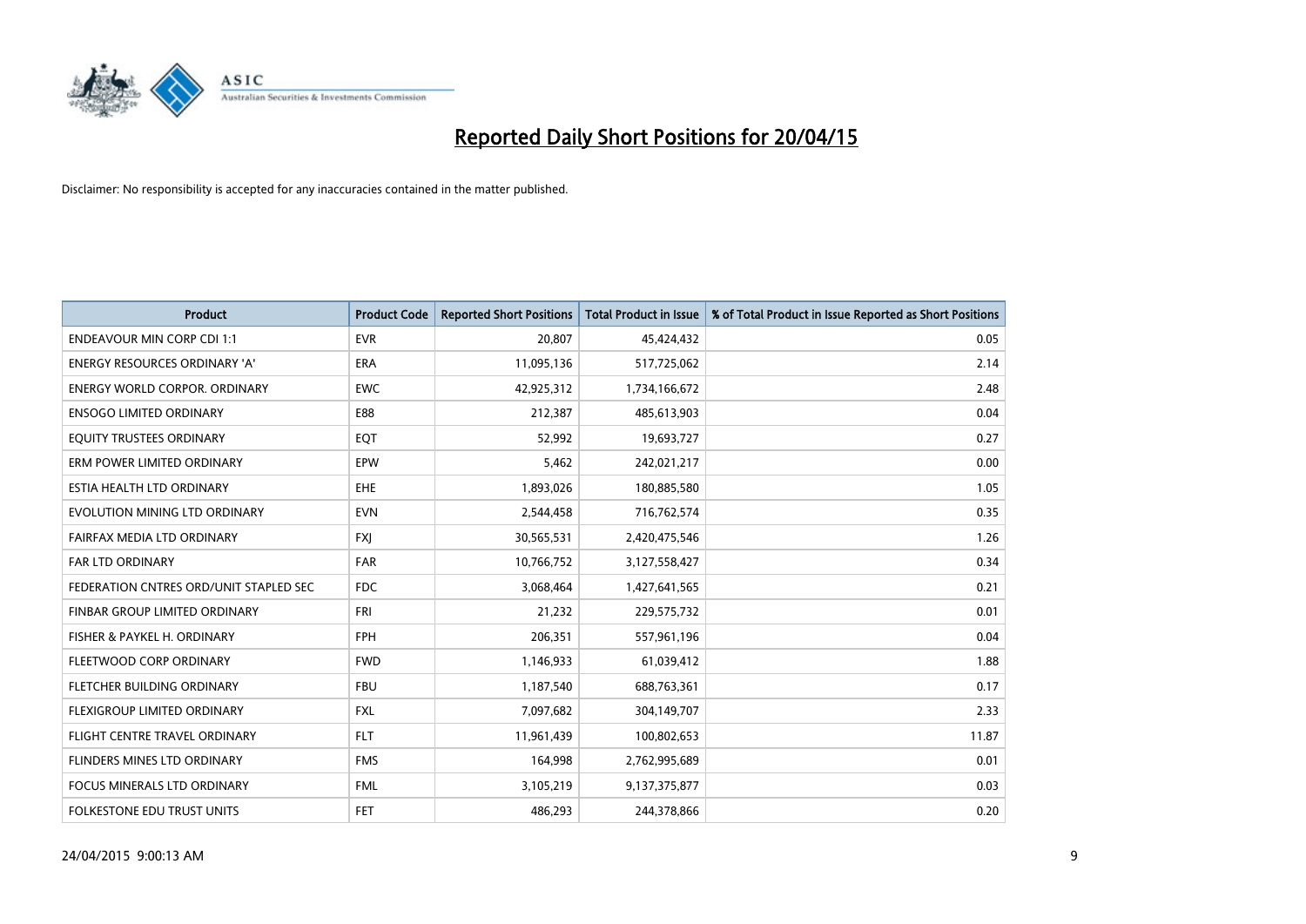# Reported Daily Short Positions for 20/04/15

Disclaimer: No responsibility is accepted for any inaccuracies contained in the matter published.

| Product | Product Code | Reported Short Positions | Total Product in Issue | % of Total Product in Issue Reported as Short Positions |
|---|---|---|---|---|
| ENDEAVOUR MIN CORP CDI 1:1 | EVR | 20,807 | 45,424,432 | 0.05 |
| ENERGY RESOURCES ORDINARY 'A' | ERA | 11,095,136 | 517,725,062 | 2.14 |
| ENERGY WORLD CORPOR. ORDINARY | EWC | 42,925,312 | 1,734,166,672 | 2.48 |
| ENSOGO LIMITED ORDINARY | E88 | 212,387 | 485,613,903 | 0.04 |
| EQUITY TRUSTEES ORDINARY | EQT | 52,992 | 19,693,727 | 0.27 |
| ERM POWER LIMITED ORDINARY | EPW | 5,462 | 242,021,217 | 0.00 |
| ESTIA HEALTH LTD ORDINARY | EHE | 1,893,026 | 180,885,580 | 1.05 |
| EVOLUTION MINING LTD ORDINARY | EVN | 2,544,458 | 716,762,574 | 0.35 |
| FAIRFAX MEDIA LTD ORDINARY | FXJ | 30,565,531 | 2,420,475,546 | 1.26 |
| FAR LTD ORDINARY | FAR | 10,766,752 | 3,127,558,427 | 0.34 |
| FEDERATION CNTRES ORD/UNIT STAPLED SEC | FDC | 3,068,464 | 1,427,641,565 | 0.21 |
| FINBAR GROUP LIMITED ORDINARY | FRI | 21,232 | 229,575,732 | 0.01 |
| FISHER & PAYKEL H. ORDINARY | FPH | 206,351 | 557,961,196 | 0.04 |
| FLEETWOOD CORP ORDINARY | FWD | 1,146,933 | 61,039,412 | 1.88 |
| FLETCHER BUILDING ORDINARY | FBU | 1,187,540 | 688,763,361 | 0.17 |
| FLEXIGROUP LIMITED ORDINARY | FXL | 7,097,682 | 304,149,707 | 2.33 |
| FLIGHT CENTRE TRAVEL ORDINARY | FLT | 11,961,439 | 100,802,653 | 11.87 |
| FLINDERS MINES LTD ORDINARY | FMS | 164,998 | 2,762,995,689 | 0.01 |
| FOCUS MINERALS LTD ORDINARY | FML | 3,105,219 | 9,137,375,877 | 0.03 |
| FOLKESTONE EDU TRUST UNITS | FET | 486,293 | 244,378,866 | 0.20 |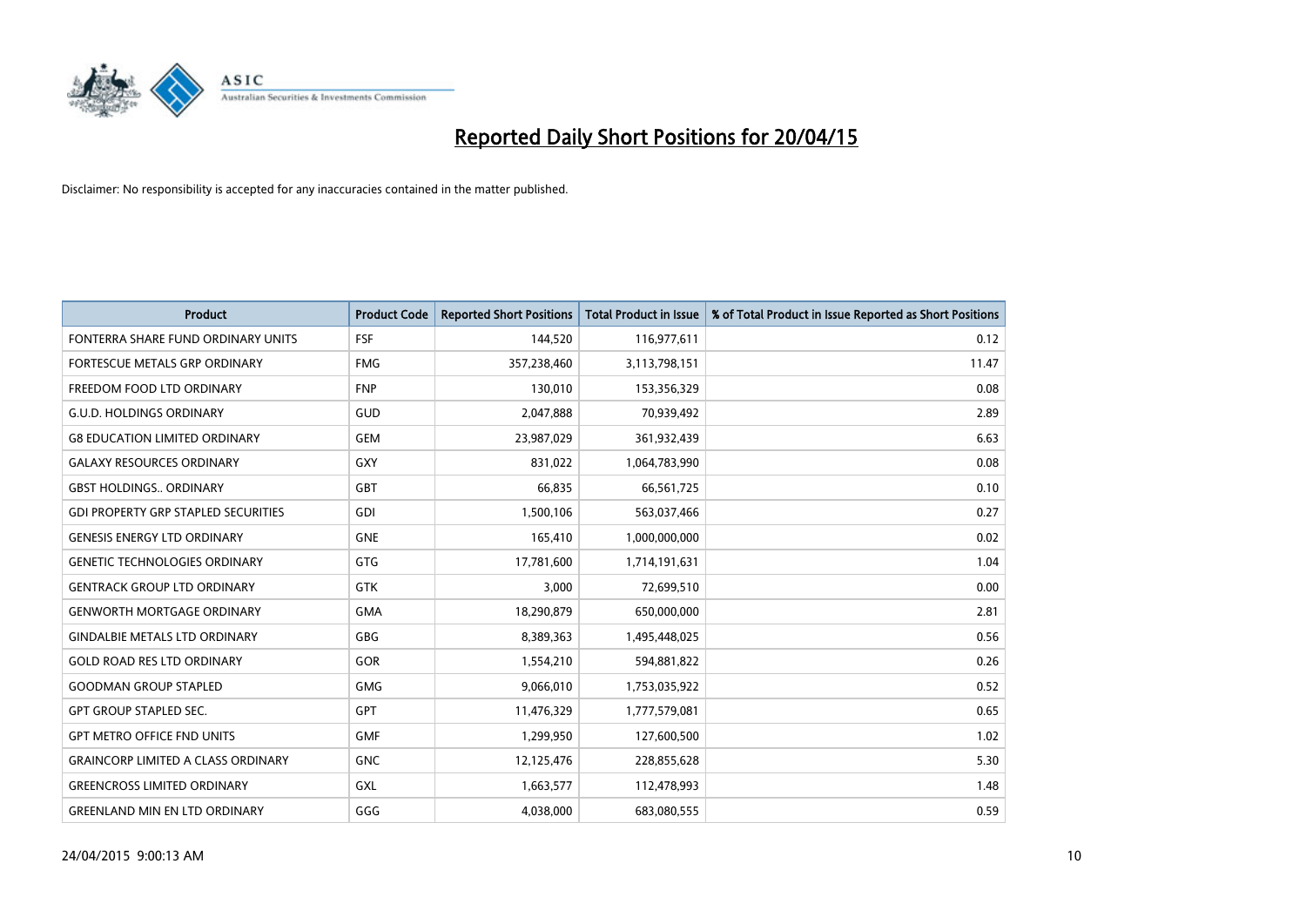# Reported Daily Short Positions for 20/04/15

Disclaimer: No responsibility is accepted for any inaccuracies contained in the matter published.

| Product | Product Code | Reported Short Positions | Total Product in Issue | % of Total Product in Issue Reported as Short Positions |
|---|---|---|---|---|
| FONTERRA SHARE FUND ORDINARY UNITS | FSF | 144,520 | 116,977,611 | 0.12 |
| FORTESCUE METALS GRP ORDINARY | FMG | 357,238,460 | 3,113,798,151 | 11.47 |
| FREEDOM FOOD LTD ORDINARY | FNP | 130,010 | 153,356,329 | 0.08 |
| G.U.D. HOLDINGS ORDINARY | GUD | 2,047,888 | 70,939,492 | 2.89 |
| G8 EDUCATION LIMITED ORDINARY | GEM | 23,987,029 | 361,932,439 | 6.63 |
| GALAXY RESOURCES ORDINARY | GXY | 831,022 | 1,064,783,990 | 0.08 |
| GBST HOLDINGS.. ORDINARY | GBT | 66,835 | 66,561,725 | 0.10 |
| GDI PROPERTY GRP STAPLED SECURITIES | GDI | 1,500,106 | 563,037,466 | 0.27 |
| GENESIS ENERGY LTD ORDINARY | GNE | 165,410 | 1,000,000,000 | 0.02 |
| GENETIC TECHNOLOGIES ORDINARY | GTG | 17,781,600 | 1,714,191,631 | 1.04 |
| GENTRACK GROUP LTD ORDINARY | GTK | 3,000 | 72,699,510 | 0.00 |
| GENWORTH MORTGAGE ORDINARY | GMA | 18,290,879 | 650,000,000 | 2.81 |
| GINDALBIE METALS LTD ORDINARY | GBG | 8,389,363 | 1,495,448,025 | 0.56 |
| GOLD ROAD RES LTD ORDINARY | GOR | 1,554,210 | 594,881,822 | 0.26 |
| GOODMAN GROUP STAPLED | GMG | 9,066,010 | 1,753,035,922 | 0.52 |
| GPT GROUP STAPLED SEC. | GPT | 11,476,329 | 1,777,579,081 | 0.65 |
| GPT METRO OFFICE FND UNITS | GMF | 1,299,950 | 127,600,500 | 1.02 |
| GRAINCORP LIMITED A CLASS ORDINARY | GNC | 12,125,476 | 228,855,628 | 5.30 |
| GREENCROSS LIMITED ORDINARY | GXL | 1,663,577 | 112,478,993 | 1.48 |
| GREENLAND MIN EN LTD ORDINARY | GGG | 4,038,000 | 683,080,555 | 0.59 |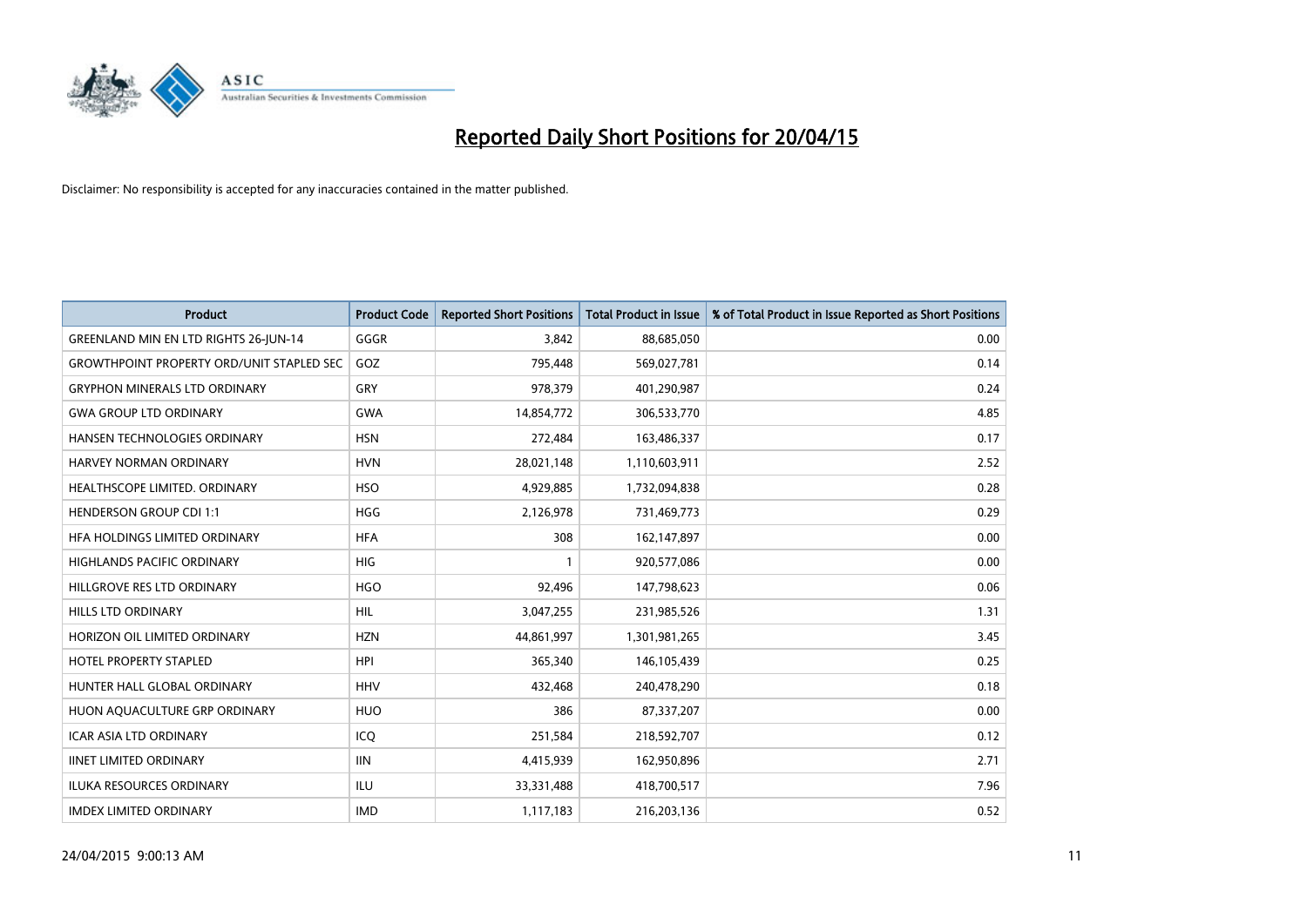# Reported Daily Short Positions for 20/04/15

Disclaimer: No responsibility is accepted for any inaccuracies contained in the matter published.

| Product | Product Code | Reported Short Positions | Total Product in Issue | % of Total Product in Issue Reported as Short Positions |
|---|---|---|---|---|
| GREENLAND MIN EN LTD RIGHTS 26-JUN-14 | GGGR | 3,842 | 88,685,050 | 0.00 |
| GROWTHPOINT PROPERTY ORD/UNIT STAPLED SEC | GOZ | 795,448 | 569,027,781 | 0.14 |
| GRYPHON MINERALS LTD ORDINARY | GRY | 978,379 | 401,290,987 | 0.24 |
| GWA GROUP LTD ORDINARY | GWA | 14,854,772 | 306,533,770 | 4.85 |
| HANSEN TECHNOLOGIES ORDINARY | HSN | 272,484 | 163,486,337 | 0.17 |
| HARVEY NORMAN ORDINARY | HVN | 28,021,148 | 1,110,603,911 | 2.52 |
| HEALTHSCOPE LIMITED. ORDINARY | HSO | 4,929,885 | 1,732,094,838 | 0.28 |
| HENDERSON GROUP CDI 1:1 | HGG | 2,126,978 | 731,469,773 | 0.29 |
| HFA HOLDINGS LIMITED ORDINARY | HFA | 308 | 162,147,897 | 0.00 |
| HIGHLANDS PACIFIC ORDINARY | HIG | 1 | 920,577,086 | 0.00 |
| HILLGROVE RES LTD ORDINARY | HGO | 92,496 | 147,798,623 | 0.06 |
| HILLS LTD ORDINARY | HIL | 3,047,255 | 231,985,526 | 1.31 |
| HORIZON OIL LIMITED ORDINARY | HZN | 44,861,997 | 1,301,981,265 | 3.45 |
| HOTEL PROPERTY STAPLED | HPI | 365,340 | 146,105,439 | 0.25 |
| HUNTER HALL GLOBAL ORDINARY | HHV | 432,468 | 240,478,290 | 0.18 |
| HUON AQUACULTURE GRP ORDINARY | HUO | 386 | 87,337,207 | 0.00 |
| ICAR ASIA LTD ORDINARY | ICQ | 251,584 | 218,592,707 | 0.12 |
| IINET LIMITED ORDINARY | IIN | 4,415,939 | 162,950,896 | 2.71 |
| ILUKA RESOURCES ORDINARY | ILU | 33,331,488 | 418,700,517 | 7.96 |
| IMDEX LIMITED ORDINARY | IMD | 1,117,183 | 216,203,136 | 0.52 |

24/04/2015 9:00:13 AM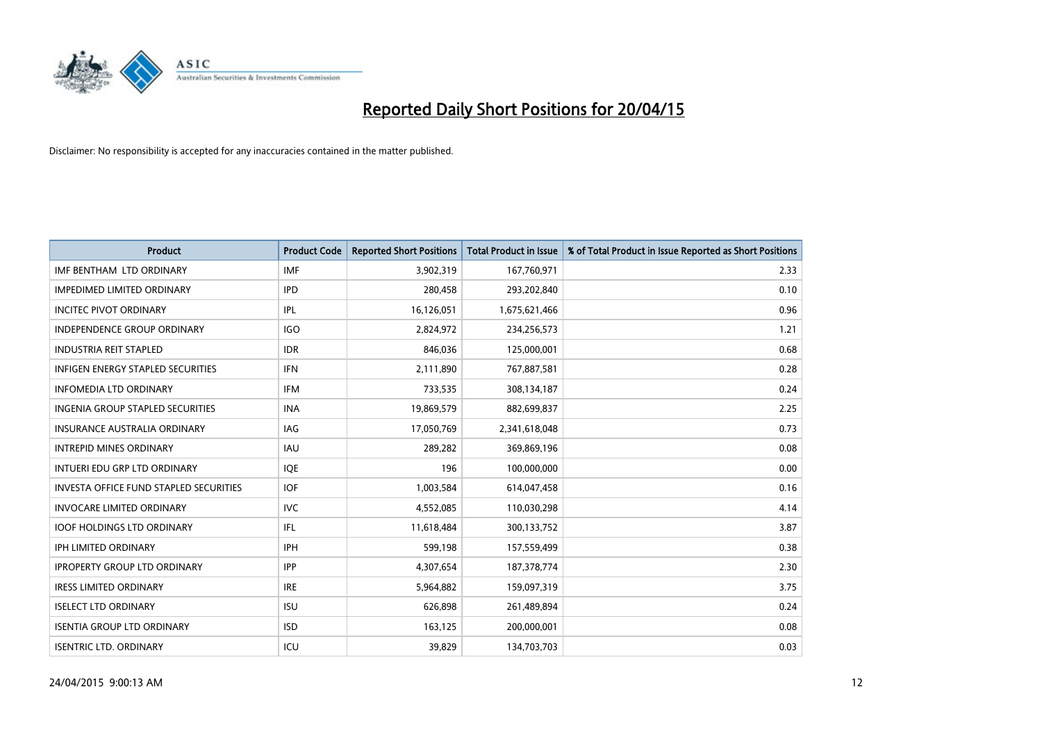# Reported Daily Short Positions for 20/04/15

Disclaimer: No responsibility is accepted for any inaccuracies contained in the matter published.

| Product | Product Code | Reported Short Positions | Total Product in Issue | % of Total Product in Issue Reported as Short Positions |
|---|---|---|---|---|
| IMF BENTHAM LTD ORDINARY | IMF | 3,902,319 | 167,760,971 | 2.33 |
| IMPEDIMED LIMITED ORDINARY | IPD | 280,458 | 293,202,840 | 0.10 |
| INCITEC PIVOT ORDINARY | IPL | 16,126,051 | 1,675,621,466 | 0.96 |
| INDEPENDENCE GROUP ORDINARY | IGO | 2,824,972 | 234,256,573 | 1.21 |
| INDUSTRIA REIT STAPLED | IDR | 846,036 | 125,000,001 | 0.68 |
| INFIGEN ENERGY STAPLED SECURITIES | IFN | 2,111,890 | 767,887,581 | 0.28 |
| INFOMEDIA LTD ORDINARY | IFM | 733,535 | 308,134,187 | 0.24 |
| INGENIA GROUP STAPLED SECURITIES | INA | 19,869,579 | 882,699,837 | 2.25 |
| INSURANCE AUSTRALIA ORDINARY | IAG | 17,050,769 | 2,341,618,048 | 0.73 |
| INTREPID MINES ORDINARY | IAU | 289,282 | 369,869,196 | 0.08 |
| INTUERI EDU GRP LTD ORDINARY | IQE | 196 | 100,000,000 | 0.00 |
| INVESTA OFFICE FUND STAPLED SECURITIES | IOF | 1,003,584 | 614,047,458 | 0.16 |
| INVOCARE LIMITED ORDINARY | IVC | 4,552,085 | 110,030,298 | 4.14 |
| IOOF HOLDINGS LTD ORDINARY | IFL | 11,618,484 | 300,133,752 | 3.87 |
| IPH LIMITED ORDINARY | IPH | 599,198 | 157,559,499 | 0.38 |
| IPROPERTY GROUP LTD ORDINARY | IPP | 4,307,654 | 187,378,774 | 2.30 |
| IRESS LIMITED ORDINARY | IRE | 5,964,882 | 159,097,319 | 3.75 |
| ISELECT LTD ORDINARY | ISU | 626,898 | 261,489,894 | 0.24 |
| ISENTIA GROUP LTD ORDINARY | ISD | 163,125 | 200,000,001 | 0.08 |
| ISENTRIC LTD. ORDINARY | ICU | 39,829 | 134,703,703 | 0.03 |

24/04/2015 9:00:13 AM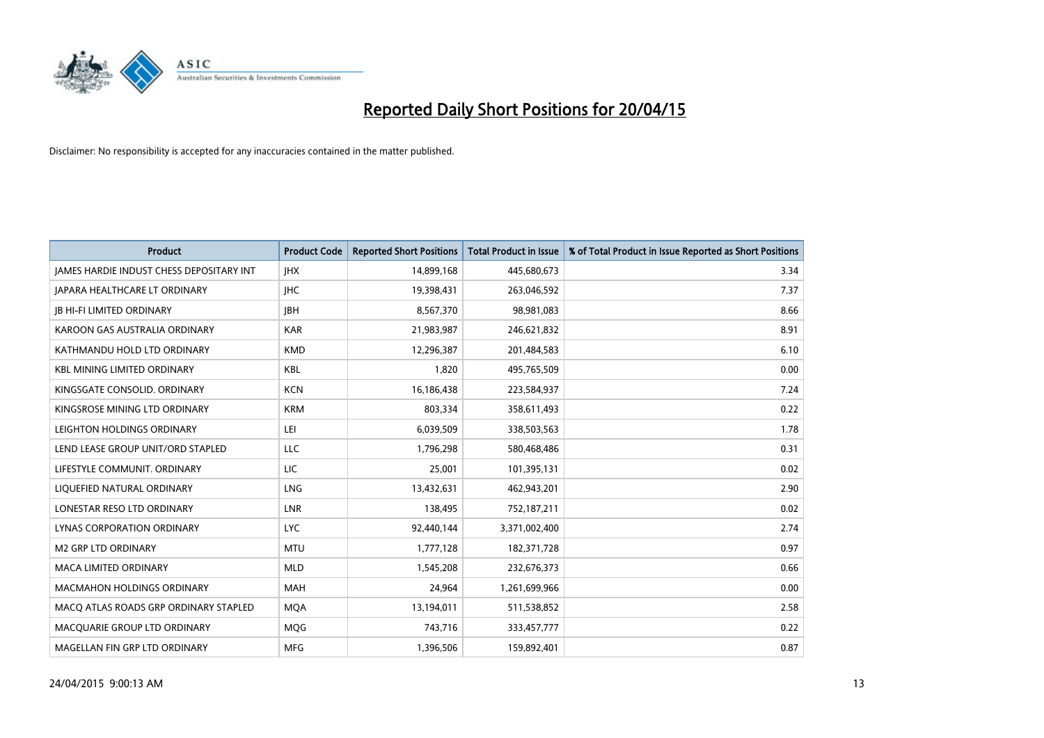# Reported Daily Short Positions for 20/04/15

Disclaimer: No responsibility is accepted for any inaccuracies contained in the matter published.

| Product | Product Code | Reported Short Positions | Total Product in Issue | % of Total Product in Issue Reported as Short Positions |
|---|---|---|---|---|
| JAMES HARDIE INDUST CHESS DEPOSITARY INT | JHX | 14,899,168 | 445,680,673 | 3.34 |
| JAPARA HEALTHCARE LT ORDINARY | JHC | 19,398,431 | 263,046,592 | 7.37 |
| JB HI-FI LIMITED ORDINARY | JBH | 8,567,370 | 98,981,083 | 8.66 |
| KAROON GAS AUSTRALIA ORDINARY | KAR | 21,983,987 | 246,621,832 | 8.91 |
| KATHMANDU HOLD LTD ORDINARY | KMD | 12,296,387 | 201,484,583 | 6.10 |
| KBL MINING LIMITED ORDINARY | KBL | 1,820 | 495,765,509 | 0.00 |
| KINGSGATE CONSOLID. ORDINARY | KCN | 16,186,438 | 223,584,937 | 7.24 |
| KINGSROSE MINING LTD ORDINARY | KRM | 803,334 | 358,611,493 | 0.22 |
| LEIGHTON HOLDINGS ORDINARY | LEI | 6,039,509 | 338,503,563 | 1.78 |
| LEND LEASE GROUP UNIT/ORD STAPLED | LLC | 1,796,298 | 580,468,486 | 0.31 |
| LIFESTYLE COMMUNIT. ORDINARY | LIC | 25,001 | 101,395,131 | 0.02 |
| LIQUEFIED NATURAL ORDINARY | LNG | 13,432,631 | 462,943,201 | 2.90 |
| LONESTAR RESO LTD ORDINARY | LNR | 138,495 | 752,187,211 | 0.02 |
| LYNAS CORPORATION ORDINARY | LYC | 92,440,144 | 3,371,002,400 | 2.74 |
| M2 GRP LTD ORDINARY | MTU | 1,777,128 | 182,371,728 | 0.97 |
| MACA LIMITED ORDINARY | MLD | 1,545,208 | 232,676,373 | 0.66 |
| MACMAHON HOLDINGS ORDINARY | MAH | 24,964 | 1,261,699,966 | 0.00 |
| MACQ ATLAS ROADS GRP ORDINARY STAPLED | MQA | 13,194,011 | 511,538,852 | 2.58 |
| MACQUARIE GROUP LTD ORDINARY | MQG | 743,716 | 333,457,777 | 0.22 |
| MAGELLAN FIN GRP LTD ORDINARY | MFG | 1,396,506 | 159,892,401 | 0.87 |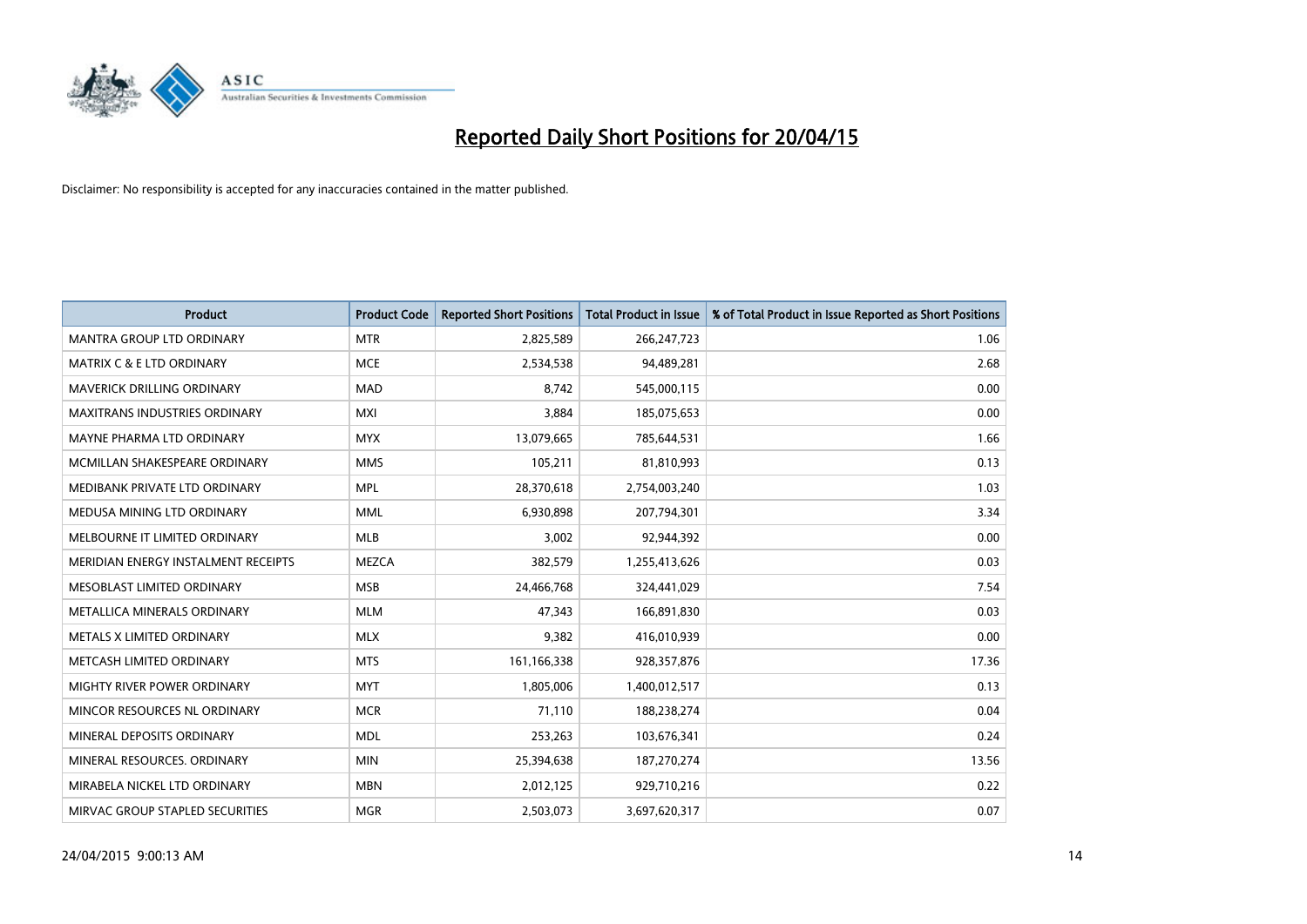# Reported Daily Short Positions for 20/04/15

Disclaimer: No responsibility is accepted for any inaccuracies contained in the matter published.

| Product | Product Code | Reported Short Positions | Total Product in Issue | % of Total Product in Issue Reported as Short Positions |
|---|---|---|---|---|
| MANTRA GROUP LTD ORDINARY | MTR | 2,825,589 | 266,247,723 | 1.06 |
| MATRIX C & E LTD ORDINARY | MCE | 2,534,538 | 94,489,281 | 2.68 |
| MAVERICK DRILLING ORDINARY | MAD | 8,742 | 545,000,115 | 0.00 |
| MAXITRANS INDUSTRIES ORDINARY | MXI | 3,884 | 185,075,653 | 0.00 |
| MAYNE PHARMA LTD ORDINARY | MYX | 13,079,665 | 785,644,531 | 1.66 |
| MCMILLAN SHAKESPEARE ORDINARY | MMS | 105,211 | 81,810,993 | 0.13 |
| MEDIBANK PRIVATE LTD ORDINARY | MPL | 28,370,618 | 2,754,003,240 | 1.03 |
| MEDUSA MINING LTD ORDINARY | MML | 6,930,898 | 207,794,301 | 3.34 |
| MELBOURNE IT LIMITED ORDINARY | MLB | 3,002 | 92,944,392 | 0.00 |
| MERIDIAN ENERGY INSTALMENT RECEIPTS | MEZCA | 382,579 | 1,255,413,626 | 0.03 |
| MESOBLAST LIMITED ORDINARY | MSB | 24,466,768 | 324,441,029 | 7.54 |
| METALLICA MINERALS ORDINARY | MLM | 47,343 | 166,891,830 | 0.03 |
| METALS X LIMITED ORDINARY | MLX | 9,382 | 416,010,939 | 0.00 |
| METCASH LIMITED ORDINARY | MTS | 161,166,338 | 928,357,876 | 17.36 |
| MIGHTY RIVER POWER ORDINARY | MYT | 1,805,006 | 1,400,012,517 | 0.13 |
| MINCOR RESOURCES NL ORDINARY | MCR | 71,110 | 188,238,274 | 0.04 |
| MINERAL DEPOSITS ORDINARY | MDL | 253,263 | 103,676,341 | 0.24 |
| MINERAL RESOURCES. ORDINARY | MIN | 25,394,638 | 187,270,274 | 13.56 |
| MIRABELA NICKEL LTD ORDINARY | MBN | 2,012,125 | 929,710,216 | 0.22 |
| MIRVAC GROUP STAPLED SECURITIES | MGR | 2,503,073 | 3,697,620,317 | 0.07 |

24/04/2015 9:00:13 AM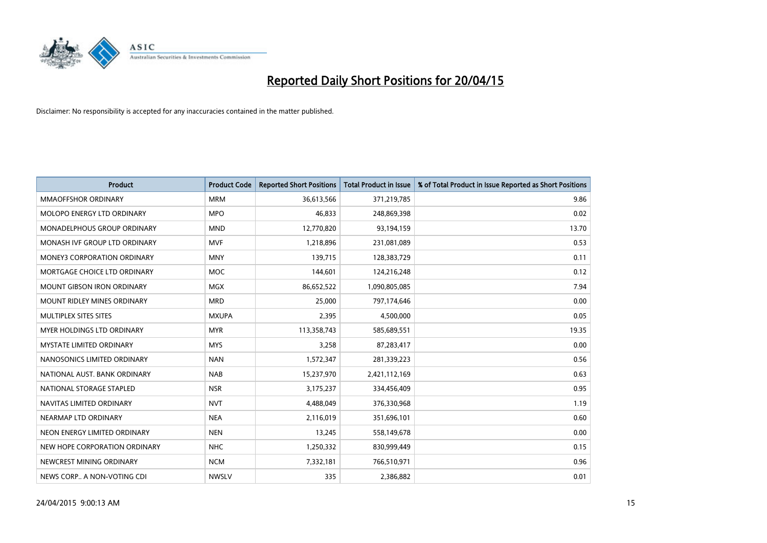# Reported Daily Short Positions for 20/04/15

Disclaimer: No responsibility is accepted for any inaccuracies contained in the matter published.

| Product | Product Code | Reported Short Positions | Total Product in Issue | % of Total Product in Issue Reported as Short Positions |
|---|---|---|---|---|
| MMAOFFSHOR ORDINARY | MRM | 36,613,566 | 371,219,785 | 9.86 |
| MOLOPO ENERGY LTD ORDINARY | MPO | 46,833 | 248,869,398 | 0.02 |
| MONADELPHOUS GROUP ORDINARY | MND | 12,770,820 | 93,194,159 | 13.70 |
| MONASH IVF GROUP LTD ORDINARY | MVF | 1,218,896 | 231,081,089 | 0.53 |
| MONEY3 CORPORATION ORDINARY | MNY | 139,715 | 128,383,729 | 0.11 |
| MORTGAGE CHOICE LTD ORDINARY | MOC | 144,601 | 124,216,248 | 0.12 |
| MOUNT GIBSON IRON ORDINARY | MGX | 86,652,522 | 1,090,805,085 | 7.94 |
| MOUNT RIDLEY MINES ORDINARY | MRD | 25,000 | 797,174,646 | 0.00 |
| MULTIPLEX SITES SITES | MXUPA | 2,395 | 4,500,000 | 0.05 |
| MYER HOLDINGS LTD ORDINARY | MYR | 113,358,743 | 585,689,551 | 19.35 |
| MYSTATE LIMITED ORDINARY | MYS | 3,258 | 87,283,417 | 0.00 |
| NANOSONICS LIMITED ORDINARY | NAN | 1,572,347 | 281,339,223 | 0.56 |
| NATIONAL AUST. BANK ORDINARY | NAB | 15,237,970 | 2,421,112,169 | 0.63 |
| NATIONAL STORAGE STAPLED | NSR | 3,175,237 | 334,456,409 | 0.95 |
| NAVITAS LIMITED ORDINARY | NVT | 4,488,049 | 376,330,968 | 1.19 |
| NEARMAP LTD ORDINARY | NEA | 2,116,019 | 351,696,101 | 0.60 |
| NEON ENERGY LIMITED ORDINARY | NEN | 13,245 | 558,149,678 | 0.00 |
| NEW HOPE CORPORATION ORDINARY | NHC | 1,250,332 | 830,999,449 | 0.15 |
| NEWCREST MINING ORDINARY | NCM | 7,332,181 | 766,510,971 | 0.96 |
| NEWS CORP.. A NON-VOTING CDI | NWSLV | 335 | 2,386,882 | 0.01 |

24/04/2015 9:00:13 AM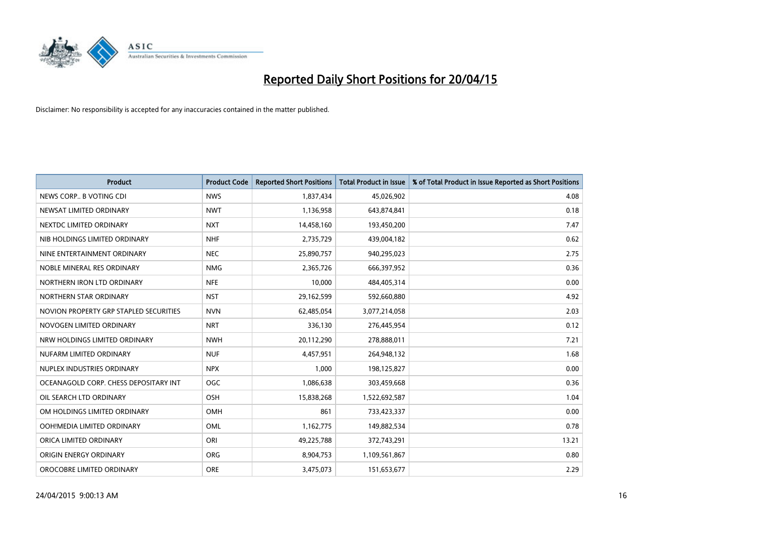# Reported Daily Short Positions for 20/04/15

Disclaimer: No responsibility is accepted for any inaccuracies contained in the matter published.

| Product | Product Code | Reported Short Positions | Total Product in Issue | % of Total Product in Issue Reported as Short Positions |
|---|---|---|---|---|
| NEWS CORP.. B VOTING CDI | NWS | 1,837,434 | 45,026,902 | 4.08 |
| NEWSAT LIMITED ORDINARY | NWT | 1,136,958 | 643,874,841 | 0.18 |
| NEXTDC LIMITED ORDINARY | NXT | 14,458,160 | 193,450,200 | 7.47 |
| NIB HOLDINGS LIMITED ORDINARY | NHF | 2,735,729 | 439,004,182 | 0.62 |
| NINE ENTERTAINMENT ORDINARY | NEC | 25,890,757 | 940,295,023 | 2.75 |
| NOBLE MINERAL RES ORDINARY | NMG | 2,365,726 | 666,397,952 | 0.36 |
| NORTHERN IRON LTD ORDINARY | NFE | 10,000 | 484,405,314 | 0.00 |
| NORTHERN STAR ORDINARY | NST | 29,162,599 | 592,660,880 | 4.92 |
| NOVION PROPERTY GRP STAPLED SECURITIES | NVN | 62,485,054 | 3,077,214,058 | 2.03 |
| NOVOGEN LIMITED ORDINARY | NRT | 336,130 | 276,445,954 | 0.12 |
| NRW HOLDINGS LIMITED ORDINARY | NWH | 20,112,290 | 278,888,011 | 7.21 |
| NUFARM LIMITED ORDINARY | NUF | 4,457,951 | 264,948,132 | 1.68 |
| NUPLEX INDUSTRIES ORDINARY | NPX | 1,000 | 198,125,827 | 0.00 |
| OCEANAGOLD CORP. CHESS DEPOSITARY INT | OGC | 1,086,638 | 303,459,668 | 0.36 |
| OIL SEARCH LTD ORDINARY | OSH | 15,838,268 | 1,522,692,587 | 1.04 |
| OM HOLDINGS LIMITED ORDINARY | OMH | 861 | 733,423,337 | 0.00 |
| OOH!MEDIA LIMITED ORDINARY | OML | 1,162,775 | 149,882,534 | 0.78 |
| ORICA LIMITED ORDINARY | ORI | 49,225,788 | 372,743,291 | 13.21 |
| ORIGIN ENERGY ORDINARY | ORG | 8,904,753 | 1,109,561,867 | 0.80 |
| OROCOBRE LIMITED ORDINARY | ORE | 3,475,073 | 151,653,677 | 2.29 |

24/04/2015 9:00:13 AM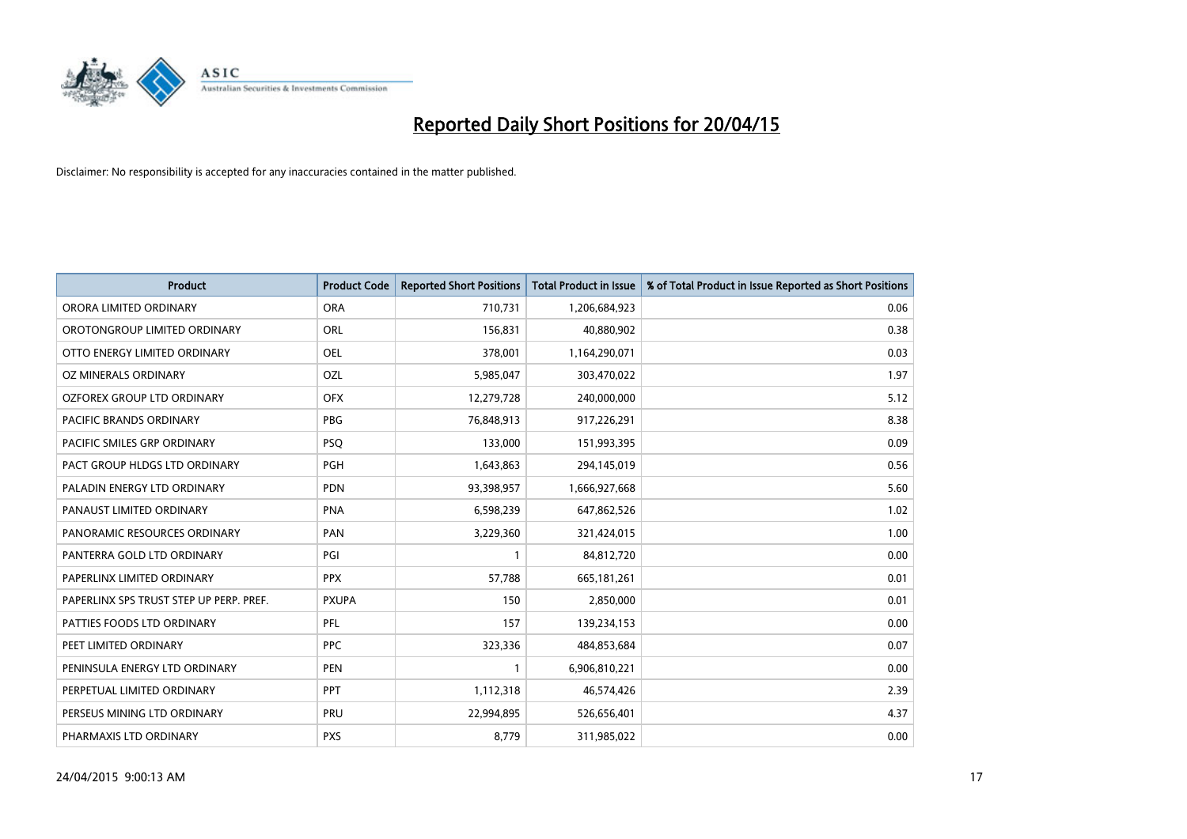# Reported Daily Short Positions for 20/04/15

Disclaimer: No responsibility is accepted for any inaccuracies contained in the matter published.

| Product | Product Code | Reported Short Positions | Total Product in Issue | % of Total Product in Issue Reported as Short Positions |
|---|---|---|---|---|
| ORORA LIMITED ORDINARY | ORA | 710,731 | 1,206,684,923 | 0.06 |
| OROTONGROUP LIMITED ORDINARY | ORL | 156,831 | 40,880,902 | 0.38 |
| OTTO ENERGY LIMITED ORDINARY | OEL | 378,001 | 1,164,290,071 | 0.03 |
| OZ MINERALS ORDINARY | OZL | 5,985,047 | 303,470,022 | 1.97 |
| OZFOREX GROUP LTD ORDINARY | OFX | 12,279,728 | 240,000,000 | 5.12 |
| PACIFIC BRANDS ORDINARY | PBG | 76,848,913 | 917,226,291 | 8.38 |
| PACIFIC SMILES GRP ORDINARY | PSQ | 133,000 | 151,993,395 | 0.09 |
| PACT GROUP HLDGS LTD ORDINARY | PGH | 1,643,863 | 294,145,019 | 0.56 |
| PALADIN ENERGY LTD ORDINARY | PDN | 93,398,957 | 1,666,927,668 | 5.60 |
| PANAUST LIMITED ORDINARY | PNA | 6,598,239 | 647,862,526 | 1.02 |
| PANORAMIC RESOURCES ORDINARY | PAN | 3,229,360 | 321,424,015 | 1.00 |
| PANTERRA GOLD LTD ORDINARY | PGI | 1 | 84,812,720 | 0.00 |
| PAPERLINX LIMITED ORDINARY | PPX | 57,788 | 665,181,261 | 0.01 |
| PAPERLINX SPS TRUST STEP UP PERP. PREF. | PXUPA | 150 | 2,850,000 | 0.01 |
| PATTIES FOODS LTD ORDINARY | PFL | 157 | 139,234,153 | 0.00 |
| PEET LIMITED ORDINARY | PPC | 323,336 | 484,853,684 | 0.07 |
| PENINSULA ENERGY LTD ORDINARY | PEN | 1 | 6,906,810,221 | 0.00 |
| PERPETUAL LIMITED ORDINARY | PPT | 1,112,318 | 46,574,426 | 2.39 |
| PERSEUS MINING LTD ORDINARY | PRU | 22,994,895 | 526,656,401 | 4.37 |
| PHARMAXIS LTD ORDINARY | PXS | 8,779 | 311,985,022 | 0.00 |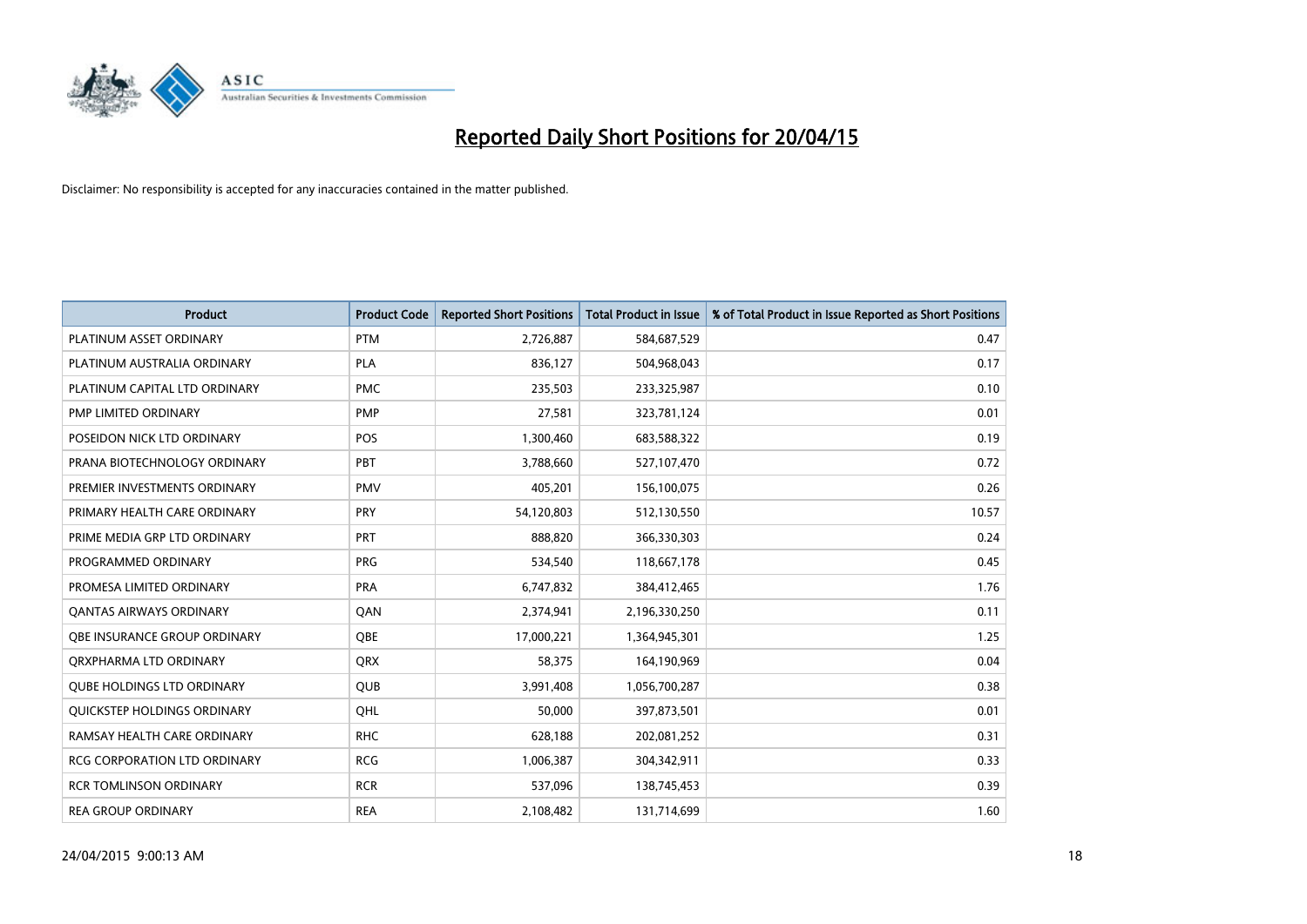# Reported Daily Short Positions for 20/04/15

Disclaimer: No responsibility is accepted for any inaccuracies contained in the matter published.

| Product | Product Code | Reported Short Positions | Total Product in Issue | % of Total Product in Issue Reported as Short Positions |
|---|---|---|---|---|
| PLATINUM ASSET ORDINARY | PTM | 2,726,887 | 584,687,529 | 0.47 |
| PLATINUM AUSTRALIA ORDINARY | PLA | 836,127 | 504,968,043 | 0.17 |
| PLATINUM CAPITAL LTD ORDINARY | PMC | 235,503 | 233,325,987 | 0.10 |
| PMP LIMITED ORDINARY | PMP | 27,581 | 323,781,124 | 0.01 |
| POSEIDON NICK LTD ORDINARY | POS | 1,300,460 | 683,588,322 | 0.19 |
| PRANA BIOTECHNOLOGY ORDINARY | PBT | 3,788,660 | 527,107,470 | 0.72 |
| PREMIER INVESTMENTS ORDINARY | PMV | 405,201 | 156,100,075 | 0.26 |
| PRIMARY HEALTH CARE ORDINARY | PRY | 54,120,803 | 512,130,550 | 10.57 |
| PRIME MEDIA GRP LTD ORDINARY | PRT | 888,820 | 366,330,303 | 0.24 |
| PROGRAMMED ORDINARY | PRG | 534,540 | 118,667,178 | 0.45 |
| PROMESA LIMITED ORDINARY | PRA | 6,747,832 | 384,412,465 | 1.76 |
| QANTAS AIRWAYS ORDINARY | QAN | 2,374,941 | 2,196,330,250 | 0.11 |
| QBE INSURANCE GROUP ORDINARY | QBE | 17,000,221 | 1,364,945,301 | 1.25 |
| QRXPHARMA LTD ORDINARY | QRX | 58,375 | 164,190,969 | 0.04 |
| QUBE HOLDINGS LTD ORDINARY | QUB | 3,991,408 | 1,056,700,287 | 0.38 |
| QUICKSTEP HOLDINGS ORDINARY | QHL | 50,000 | 397,873,501 | 0.01 |
| RAMSAY HEALTH CARE ORDINARY | RHC | 628,188 | 202,081,252 | 0.31 |
| RCG CORPORATION LTD ORDINARY | RCG | 1,006,387 | 304,342,911 | 0.33 |
| RCR TOMLINSON ORDINARY | RCR | 537,096 | 138,745,453 | 0.39 |
| REA GROUP ORDINARY | REA | 2,108,482 | 131,714,699 | 1.60 |

24/04/2015 9:00:13 AM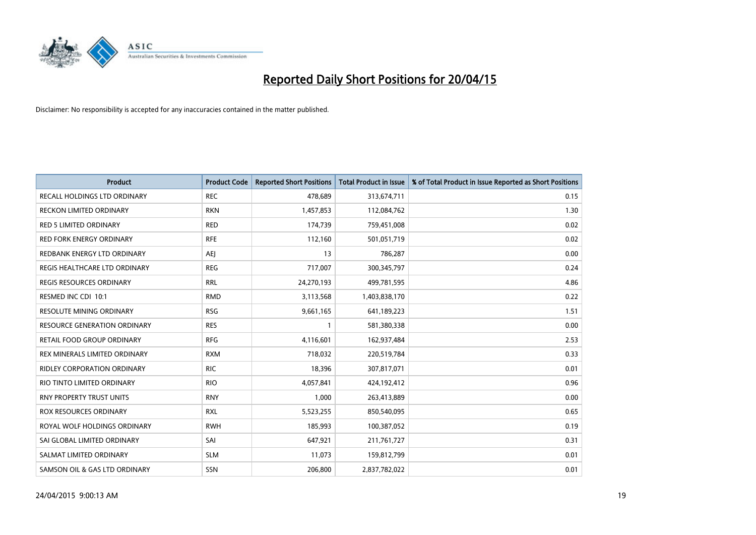# Reported Daily Short Positions for 20/04/15

Disclaimer: No responsibility is accepted for any inaccuracies contained in the matter published.

| Product | Product Code | Reported Short Positions | Total Product in Issue | % of Total Product in Issue Reported as Short Positions |
|---|---|---|---|---|
| RECALL HOLDINGS LTD ORDINARY | REC | 478,689 | 313,674,711 | 0.15 |
| RECKON LIMITED ORDINARY | RKN | 1,457,853 | 112,084,762 | 1.30 |
| RED 5 LIMITED ORDINARY | RED | 174,739 | 759,451,008 | 0.02 |
| RED FORK ENERGY ORDINARY | RFE | 112,160 | 501,051,719 | 0.02 |
| REDBANK ENERGY LTD ORDINARY | AEJ | 13 | 786,287 | 0.00 |
| REGIS HEALTHCARE LTD ORDINARY | REG | 717,007 | 300,345,797 | 0.24 |
| REGIS RESOURCES ORDINARY | RRL | 24,270,193 | 499,781,595 | 4.86 |
| RESMED INC CDI 10:1 | RMD | 3,113,568 | 1,403,838,170 | 0.22 |
| RESOLUTE MINING ORDINARY | RSG | 9,661,165 | 641,189,223 | 1.51 |
| RESOURCE GENERATION ORDINARY | RES | 1 | 581,380,338 | 0.00 |
| RETAIL FOOD GROUP ORDINARY | RFG | 4,116,601 | 162,937,484 | 2.53 |
| REX MINERALS LIMITED ORDINARY | RXM | 718,032 | 220,519,784 | 0.33 |
| RIDLEY CORPORATION ORDINARY | RIC | 18,396 | 307,817,071 | 0.01 |
| RIO TINTO LIMITED ORDINARY | RIO | 4,057,841 | 424,192,412 | 0.96 |
| RNY PROPERTY TRUST UNITS | RNY | 1,000 | 263,413,889 | 0.00 |
| ROX RESOURCES ORDINARY | RXL | 5,523,255 | 850,540,095 | 0.65 |
| ROYAL WOLF HOLDINGS ORDINARY | RWH | 185,993 | 100,387,052 | 0.19 |
| SAI GLOBAL LIMITED ORDINARY | SAI | 647,921 | 211,761,727 | 0.31 |
| SALMAT LIMITED ORDINARY | SLM | 11,073 | 159,812,799 | 0.01 |
| SAMSON OIL & GAS LTD ORDINARY | SSN | 206,800 | 2,837,782,022 | 0.01 |

24/04/2015 9:00:13 AM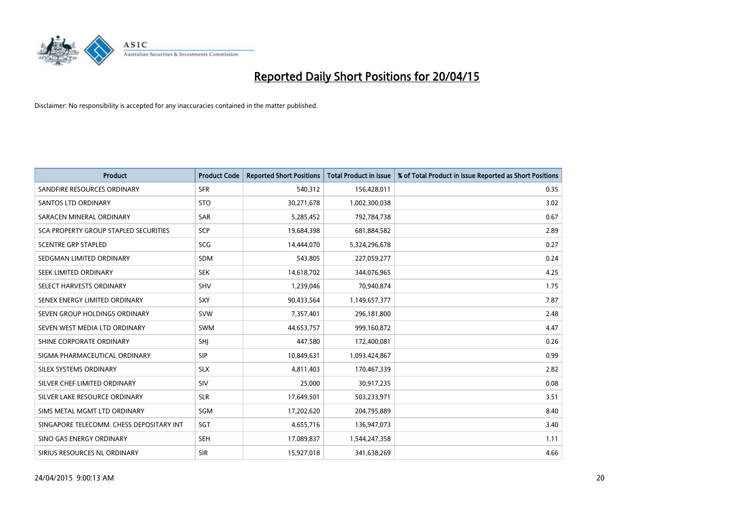# Reported Daily Short Positions for 20/04/15

Disclaimer: No responsibility is accepted for any inaccuracies contained in the matter published.

| Product | Product Code | Reported Short Positions | Total Product in Issue | % of Total Product in Issue Reported as Short Positions |
|---|---|---|---|---|
| SANDFIRE RESOURCES ORDINARY | SFR | 540,312 | 156,428,011 | 0.35 |
| SANTOS LTD ORDINARY | STO | 30,271,678 | 1,002,300,038 | 3.02 |
| SARACEN MINERAL ORDINARY | SAR | 5,285,452 | 792,784,738 | 0.67 |
| SCA PROPERTY GROUP STAPLED SECURITIES | SCP | 19,684,398 | 681,884,582 | 2.89 |
| SCENTRE GRP STAPLED | SCG | 14,444,070 | 5,324,296,678 | 0.27 |
| SEDGMAN LIMITED ORDINARY | SDM | 543,805 | 227,059,277 | 0.24 |
| SEEK LIMITED ORDINARY | SEK | 14,618,702 | 344,076,965 | 4.25 |
| SELECT HARVESTS ORDINARY | SHV | 1,239,046 | 70,940,874 | 1.75 |
| SENEX ENERGY LIMITED ORDINARY | SXY | 90,433,564 | 1,149,657,377 | 7.87 |
| SEVEN GROUP HOLDINGS ORDINARY | SVW | 7,357,401 | 296,181,800 | 2.48 |
| SEVEN WEST MEDIA LTD ORDINARY | SWM | 44,653,757 | 999,160,872 | 4.47 |
| SHINE CORPORATE ORDINARY | SHJ | 447,580 | 172,400,081 | 0.26 |
| SIGMA PHARMACEUTICAL ORDINARY | SIP | 10,849,631 | 1,093,424,867 | 0.99 |
| SILEX SYSTEMS ORDINARY | SLX | 4,811,403 | 170,467,339 | 2.82 |
| SILVER CHEF LIMITED ORDINARY | SIV | 25,000 | 30,917,235 | 0.08 |
| SILVER LAKE RESOURCE ORDINARY | SLR | 17,649,501 | 503,233,971 | 3.51 |
| SIMS METAL MGMT LTD ORDINARY | SGM | 17,202,620 | 204,795,889 | 8.40 |
| SINGAPORE TELECOMM. CHESS DEPOSITARY INT | SGT | 4,655,716 | 136,947,073 | 3.40 |
| SINO GAS ENERGY ORDINARY | SEH | 17,089,837 | 1,544,247,358 | 1.11 |
| SIRIUS RESOURCES NL ORDINARY | SIR | 15,927,018 | 341,638,269 | 4.66 |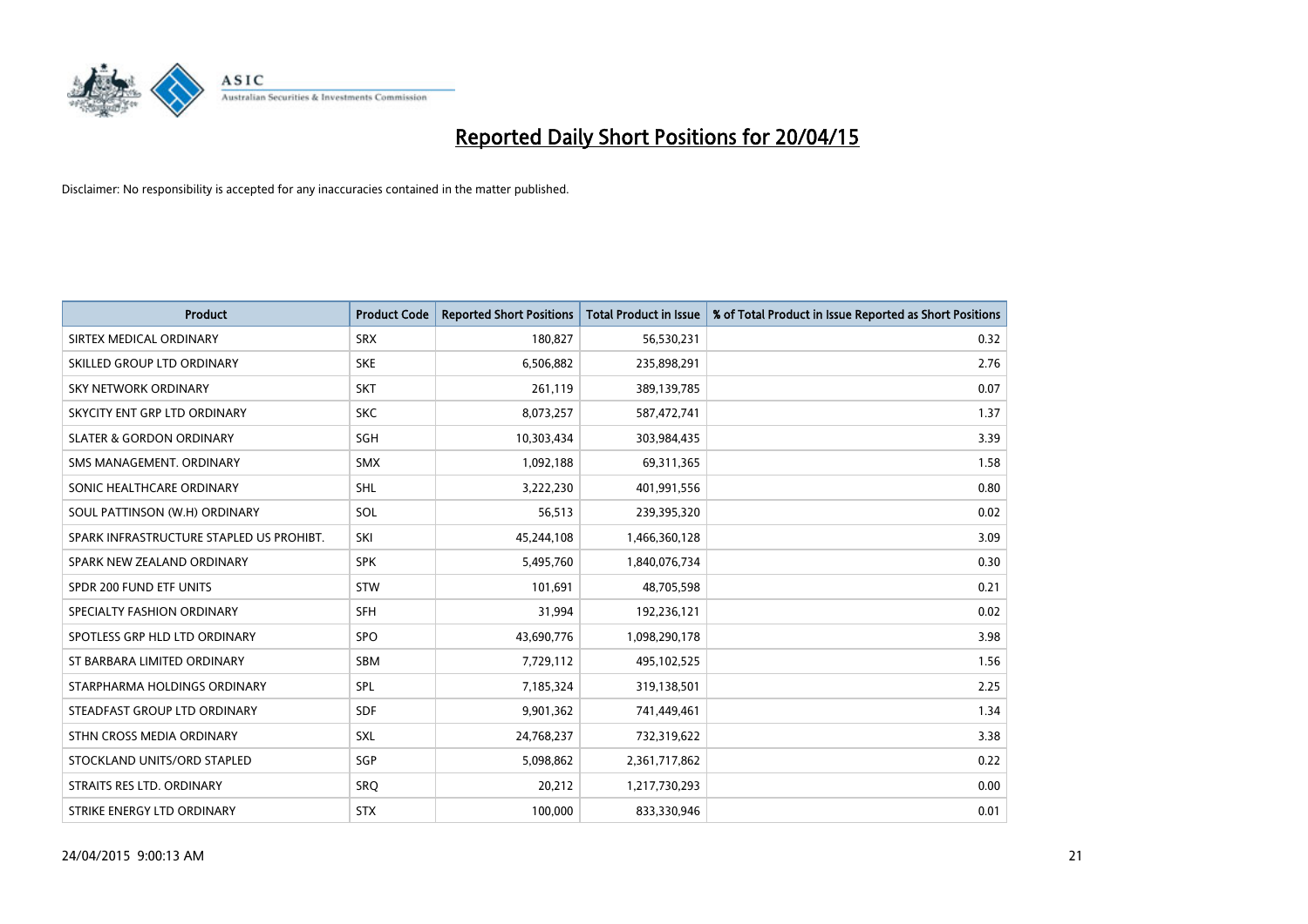# Reported Daily Short Positions for 20/04/15

Disclaimer: No responsibility is accepted for any inaccuracies contained in the matter published.

| Product | Product Code | Reported Short Positions | Total Product in Issue | % of Total Product in Issue Reported as Short Positions |
|---|---|---|---|---|
| SIRTEX MEDICAL ORDINARY | SRX | 180,827 | 56,530,231 | 0.32 |
| SKILLED GROUP LTD ORDINARY | SKE | 6,506,882 | 235,898,291 | 2.76 |
| SKY NETWORK ORDINARY | SKT | 261,119 | 389,139,785 | 0.07 |
| SKYCITY ENT GRP LTD ORDINARY | SKC | 8,073,257 | 587,472,741 | 1.37 |
| SLATER & GORDON ORDINARY | SGH | 10,303,434 | 303,984,435 | 3.39 |
| SMS MANAGEMENT. ORDINARY | SMX | 1,092,188 | 69,311,365 | 1.58 |
| SONIC HEALTHCARE ORDINARY | SHL | 3,222,230 | 401,991,556 | 0.80 |
| SOUL PATTINSON (W.H) ORDINARY | SOL | 56,513 | 239,395,320 | 0.02 |
| SPARK INFRASTRUCTURE STAPLED US PROHIBT. | SKI | 45,244,108 | 1,466,360,128 | 3.09 |
| SPARK NEW ZEALAND ORDINARY | SPK | 5,495,760 | 1,840,076,734 | 0.30 |
| SPDR 200 FUND ETF UNITS | STW | 101,691 | 48,705,598 | 0.21 |
| SPECIALTY FASHION ORDINARY | SFH | 31,994 | 192,236,121 | 0.02 |
| SPOTLESS GRP HLD LTD ORDINARY | SPO | 43,690,776 | 1,098,290,178 | 3.98 |
| ST BARBARA LIMITED ORDINARY | SBM | 7,729,112 | 495,102,525 | 1.56 |
| STARPHARMA HOLDINGS ORDINARY | SPL | 7,185,324 | 319,138,501 | 2.25 |
| STEADFAST GROUP LTD ORDINARY | SDF | 9,901,362 | 741,449,461 | 1.34 |
| STHN CROSS MEDIA ORDINARY | SXL | 24,768,237 | 732,319,622 | 3.38 |
| STOCKLAND UNITS/ORD STAPLED | SGP | 5,098,862 | 2,361,717,862 | 0.22 |
| STRAITS RES LTD. ORDINARY | SRQ | 20,212 | 1,217,730,293 | 0.00 |
| STRIKE ENERGY LTD ORDINARY | STX | 100,000 | 833,330,946 | 0.01 |

24/04/2015 9:00:13 AM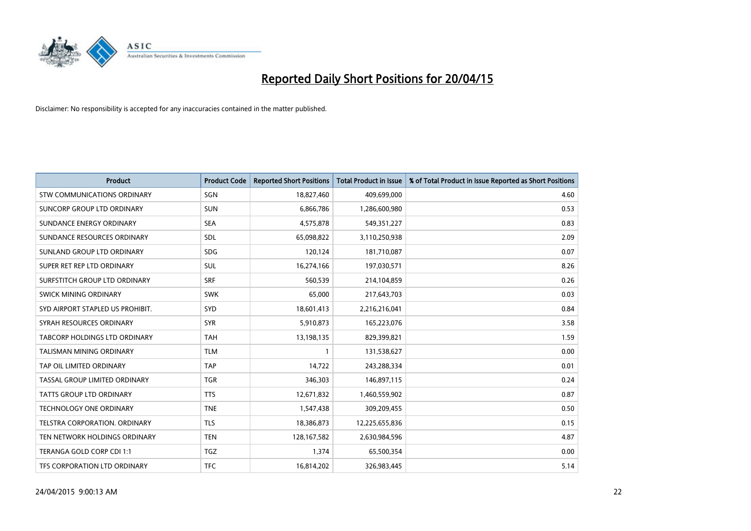# Reported Daily Short Positions for 20/04/15

Disclaimer: No responsibility is accepted for any inaccuracies contained in the matter published.

| Product | Product Code | Reported Short Positions | Total Product in Issue | % of Total Product in Issue Reported as Short Positions |
|---|---|---|---|---|
| STW COMMUNICATIONS ORDINARY | SGN | 18,827,460 | 409,699,000 | 4.60 |
| SUNCORP GROUP LTD ORDINARY | SUN | 6,866,786 | 1,286,600,980 | 0.53 |
| SUNDANCE ENERGY ORDINARY | SEA | 4,575,878 | 549,351,227 | 0.83 |
| SUNDANCE RESOURCES ORDINARY | SDL | 65,098,822 | 3,110,250,938 | 2.09 |
| SUNLAND GROUP LTD ORDINARY | SDG | 120,124 | 181,710,087 | 0.07 |
| SUPER RET REP LTD ORDINARY | SUL | 16,274,166 | 197,030,571 | 8.26 |
| SURFSTITCH GROUP LTD ORDINARY | SRF | 560,539 | 214,104,859 | 0.26 |
| SWICK MINING ORDINARY | SWK | 65,000 | 217,643,703 | 0.03 |
| SYD AIRPORT STAPLED US PROHIBIT. | SYD | 18,601,413 | 2,216,216,041 | 0.84 |
| SYRAH RESOURCES ORDINARY | SYR | 5,910,873 | 165,223,076 | 3.58 |
| TABCORP HOLDINGS LTD ORDINARY | TAH | 13,198,135 | 829,399,821 | 1.59 |
| TALISMAN MINING ORDINARY | TLM | 1 | 131,538,627 | 0.00 |
| TAP OIL LIMITED ORDINARY | TAP | 14,722 | 243,288,334 | 0.01 |
| TASSAL GROUP LIMITED ORDINARY | TGR | 346,303 | 146,897,115 | 0.24 |
| TATTS GROUP LTD ORDINARY | TTS | 12,671,832 | 1,460,559,902 | 0.87 |
| TECHNOLOGY ONE ORDINARY | TNE | 1,547,438 | 309,209,455 | 0.50 |
| TELSTRA CORPORATION. ORDINARY | TLS | 18,386,873 | 12,225,655,836 | 0.15 |
| TEN NETWORK HOLDINGS ORDINARY | TEN | 128,167,582 | 2,630,984,596 | 4.87 |
| TERANGA GOLD CORP CDI 1:1 | TGZ | 1,374 | 65,500,354 | 0.00 |
| TFS CORPORATION LTD ORDINARY | TFC | 16,814,202 | 326,983,445 | 5.14 |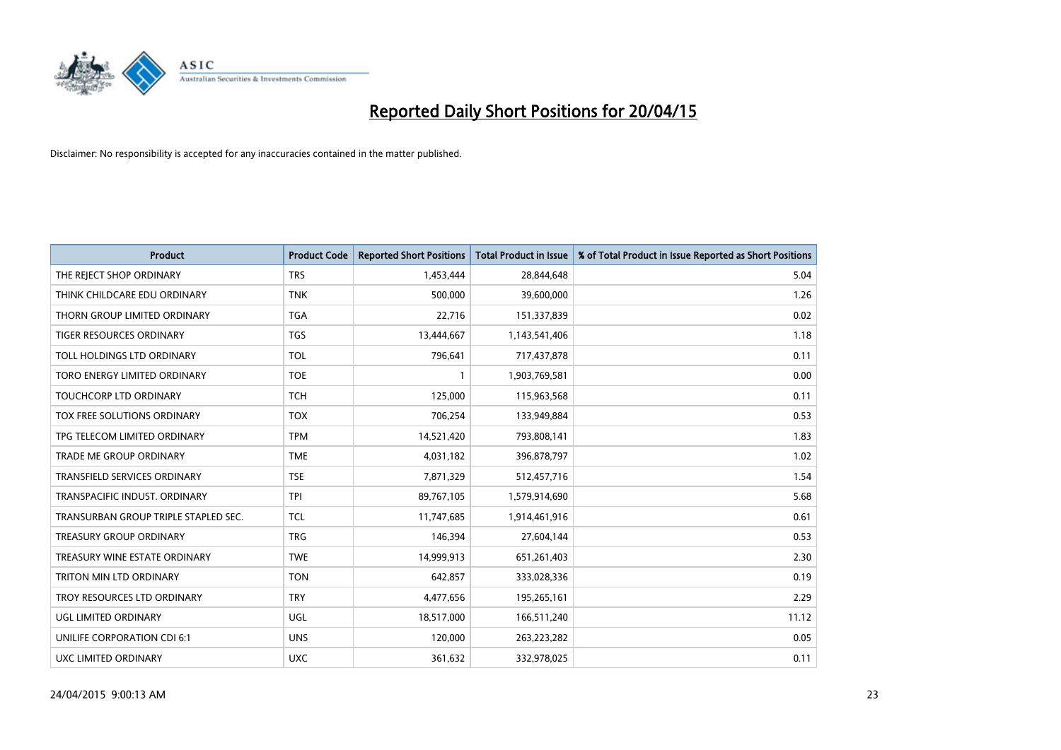# Reported Daily Short Positions for 20/04/15

Disclaimer: No responsibility is accepted for any inaccuracies contained in the matter published.

| Product | Product Code | Reported Short Positions | Total Product in Issue | % of Total Product in Issue Reported as Short Positions |
|---|---|---|---|---|
| THE REJECT SHOP ORDINARY | TRS | 1,453,444 | 28,844,648 | 5.04 |
| THINK CHILDCARE EDU ORDINARY | TNK | 500,000 | 39,600,000 | 1.26 |
| THORN GROUP LIMITED ORDINARY | TGA | 22,716 | 151,337,839 | 0.02 |
| TIGER RESOURCES ORDINARY | TGS | 13,444,667 | 1,143,541,406 | 1.18 |
| TOLL HOLDINGS LTD ORDINARY | TOL | 796,641 | 717,437,878 | 0.11 |
| TORO ENERGY LIMITED ORDINARY | TOE | 1 | 1,903,769,581 | 0.00 |
| TOUCHCORP LTD ORDINARY | TCH | 125,000 | 115,963,568 | 0.11 |
| TOX FREE SOLUTIONS ORDINARY | TOX | 706,254 | 133,949,884 | 0.53 |
| TPG TELECOM LIMITED ORDINARY | TPM | 14,521,420 | 793,808,141 | 1.83 |
| TRADE ME GROUP ORDINARY | TME | 4,031,182 | 396,878,797 | 1.02 |
| TRANSFIELD SERVICES ORDINARY | TSE | 7,871,329 | 512,457,716 | 1.54 |
| TRANSPACIFIC INDUST. ORDINARY | TPI | 89,767,105 | 1,579,914,690 | 5.68 |
| TRANSURBAN GROUP TRIPLE STAPLED SEC. | TCL | 11,747,685 | 1,914,461,916 | 0.61 |
| TREASURY GROUP ORDINARY | TRG | 146,394 | 27,604,144 | 0.53 |
| TREASURY WINE ESTATE ORDINARY | TWE | 14,999,913 | 651,261,403 | 2.30 |
| TRITON MIN LTD ORDINARY | TON | 642,857 | 333,028,336 | 0.19 |
| TROY RESOURCES LTD ORDINARY | TRY | 4,477,656 | 195,265,161 | 2.29 |
| UGL LIMITED ORDINARY | UGL | 18,517,000 | 166,511,240 | 11.12 |
| UNILIFE CORPORATION CDI 6:1 | UNS | 120,000 | 263,223,282 | 0.05 |
| UXC LIMITED ORDINARY | UXC | 361,632 | 332,978,025 | 0.11 |

24/04/2015 9:00:13 AM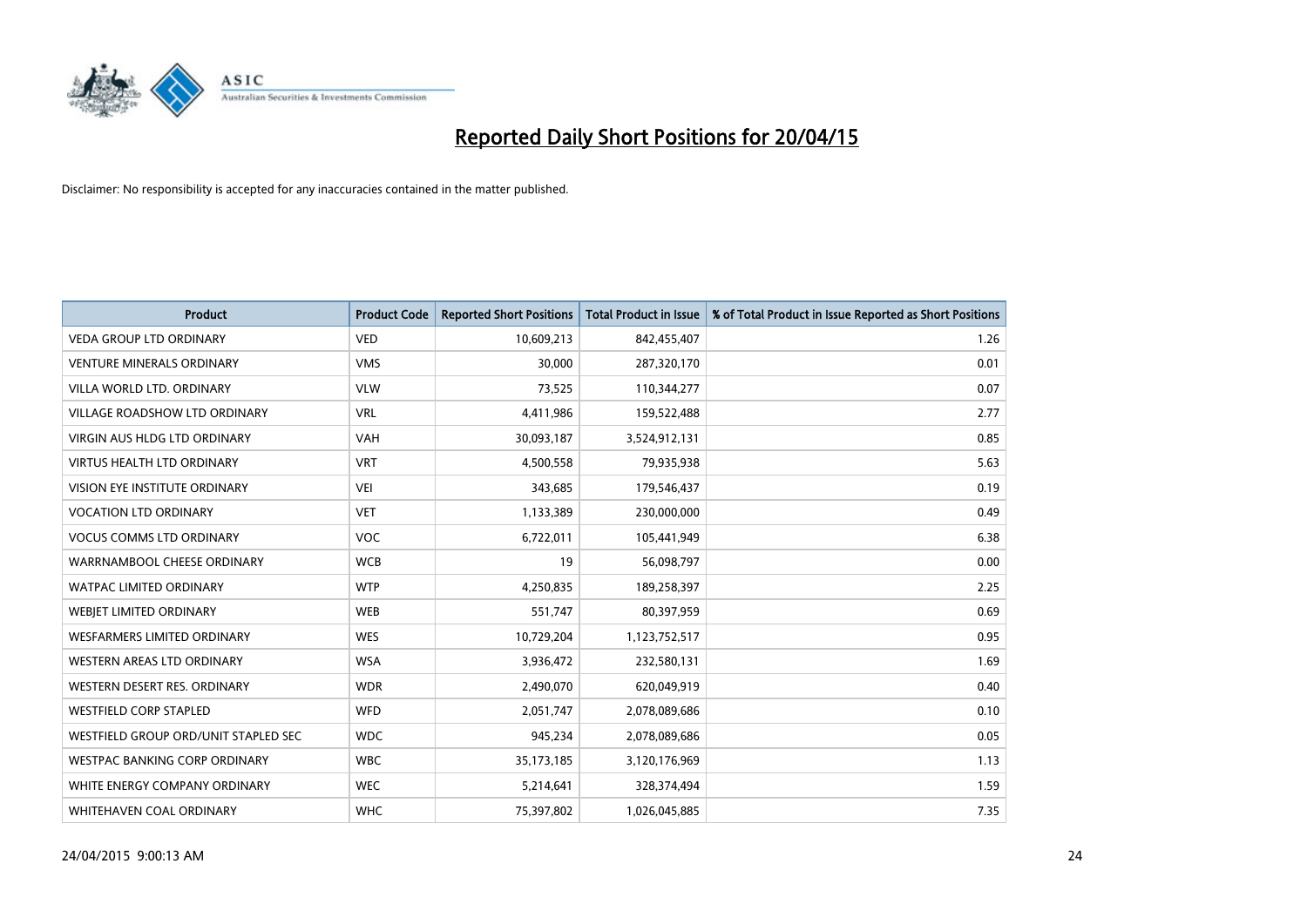# Reported Daily Short Positions for 20/04/15

Disclaimer: No responsibility is accepted for any inaccuracies contained in the matter published.

| Product | Product Code | Reported Short Positions | Total Product in Issue | % of Total Product in Issue Reported as Short Positions |
|---|---|---|---|---|
| VEDA GROUP LTD ORDINARY | VED | 10,609,213 | 842,455,407 | 1.26 |
| VENTURE MINERALS ORDINARY | VMS | 30,000 | 287,320,170 | 0.01 |
| VILLA WORLD LTD. ORDINARY | VLW | 73,525 | 110,344,277 | 0.07 |
| VILLAGE ROADSHOW LTD ORDINARY | VRL | 4,411,986 | 159,522,488 | 2.77 |
| VIRGIN AUS HLDG LTD ORDINARY | VAH | 30,093,187 | 3,524,912,131 | 0.85 |
| VIRTUS HEALTH LTD ORDINARY | VRT | 4,500,558 | 79,935,938 | 5.63 |
| VISION EYE INSTITUTE ORDINARY | VEI | 343,685 | 179,546,437 | 0.19 |
| VOCATION LTD ORDINARY | VET | 1,133,389 | 230,000,000 | 0.49 |
| VOCUS COMMS LTD ORDINARY | VOC | 6,722,011 | 105,441,949 | 6.38 |
| WARRNAMBOOL CHEESE ORDINARY | WCB | 19 | 56,098,797 | 0.00 |
| WATPAC LIMITED ORDINARY | WTP | 4,250,835 | 189,258,397 | 2.25 |
| WEBJET LIMITED ORDINARY | WEB | 551,747 | 80,397,959 | 0.69 |
| WESFARMERS LIMITED ORDINARY | WES | 10,729,204 | 1,123,752,517 | 0.95 |
| WESTERN AREAS LTD ORDINARY | WSA | 3,936,472 | 232,580,131 | 1.69 |
| WESTERN DESERT RES. ORDINARY | WDR | 2,490,070 | 620,049,919 | 0.40 |
| WESTFIELD CORP STAPLED | WFD | 2,051,747 | 2,078,089,686 | 0.10 |
| WESTFIELD GROUP ORD/UNIT STAPLED SEC | WDC | 945,234 | 2,078,089,686 | 0.05 |
| WESTPAC BANKING CORP ORDINARY | WBC | 35,173,185 | 3,120,176,969 | 1.13 |
| WHITE ENERGY COMPANY ORDINARY | WEC | 5,214,641 | 328,374,494 | 1.59 |
| WHITEHAVEN COAL ORDINARY | WHC | 75,397,802 | 1,026,045,885 | 7.35 |

24/04/2015 9:00:13 AM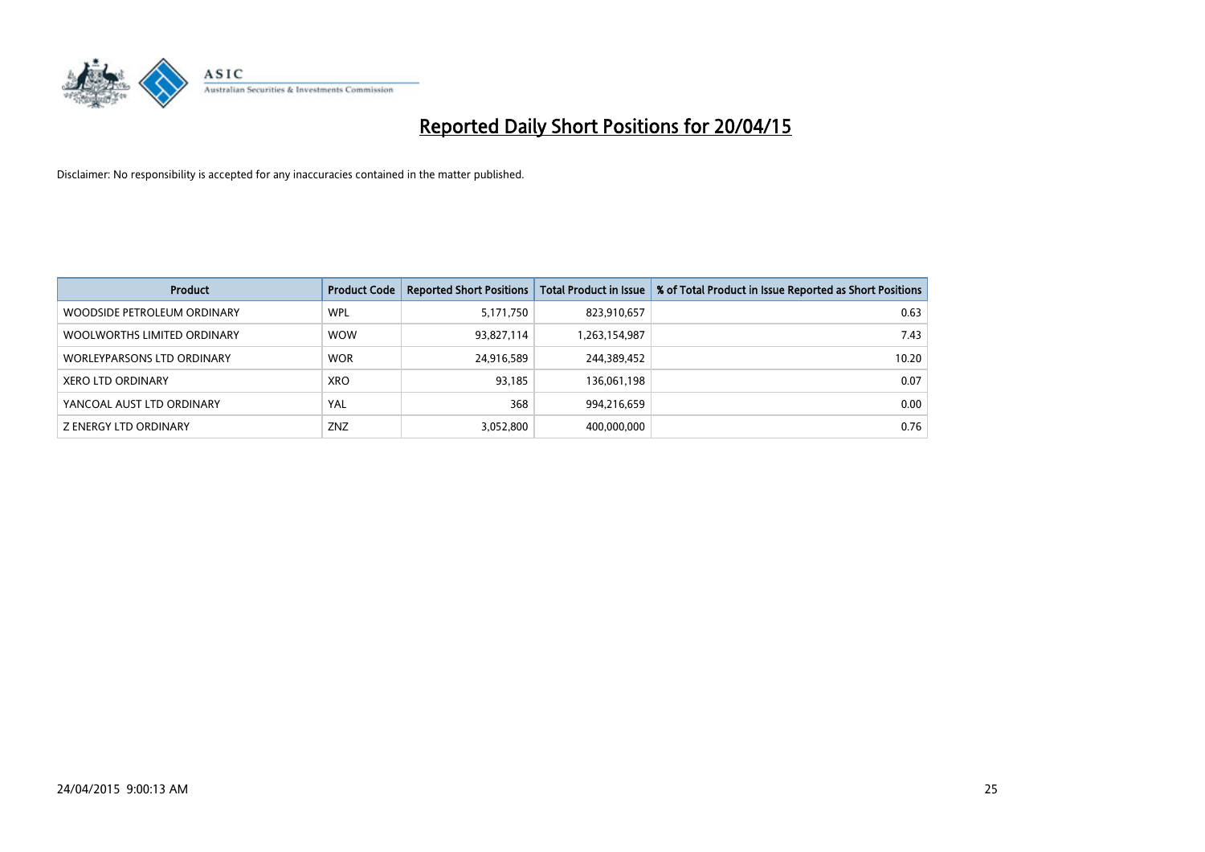# Reported Daily Short Positions for 20/04/15

Disclaimer: No responsibility is accepted for any inaccuracies contained in the matter published.

| Product | Product Code | Reported Short Positions | Total Product in Issue | % of Total Product in Issue Reported as Short Positions |
|---|---|---|---|---|
| WOODSIDE PETROLEUM ORDINARY | WPL | 5,171,750 | 823,910,657 | 0.63 |
| WOOLWORTHS LIMITED ORDINARY | WOW | 93,827,114 | 1,263,154,987 | 7.43 |
| WORLEYPARSONS LTD ORDINARY | WOR | 24,916,589 | 244,389,452 | 10.20 |
| XERO LTD ORDINARY | XRO | 93,185 | 136,061,198 | 0.07 |
| YANCOAL AUST LTD ORDINARY | YAL | 368 | 994,216,659 | 0.00 |
| Z ENERGY LTD ORDINARY | ZNZ | 3,052,800 | 400,000,000 | 0.76 |